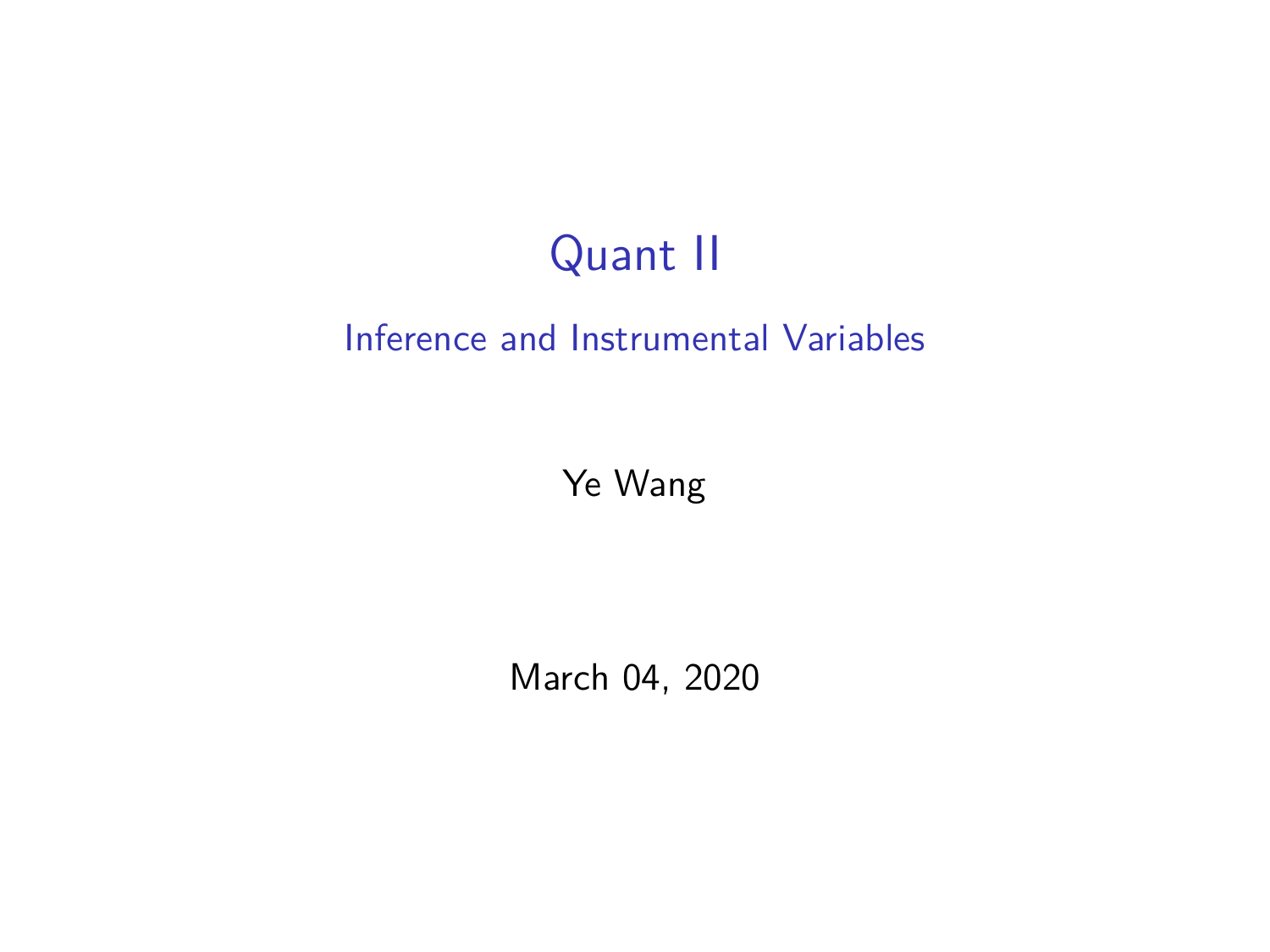# Quant II

## Inference and Instrumental Variables

Ye Wang

March 04, 2020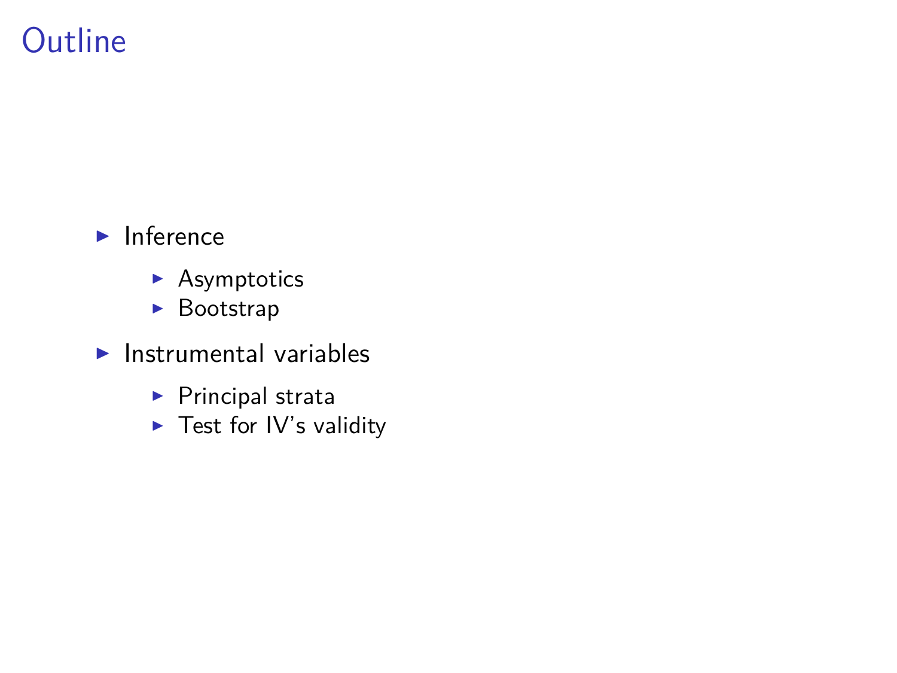# Outline

- Inference
  - Asymptotics
  - Bootstrap
- Instrumental variables
  - Principal strata
  - Test for IV's validity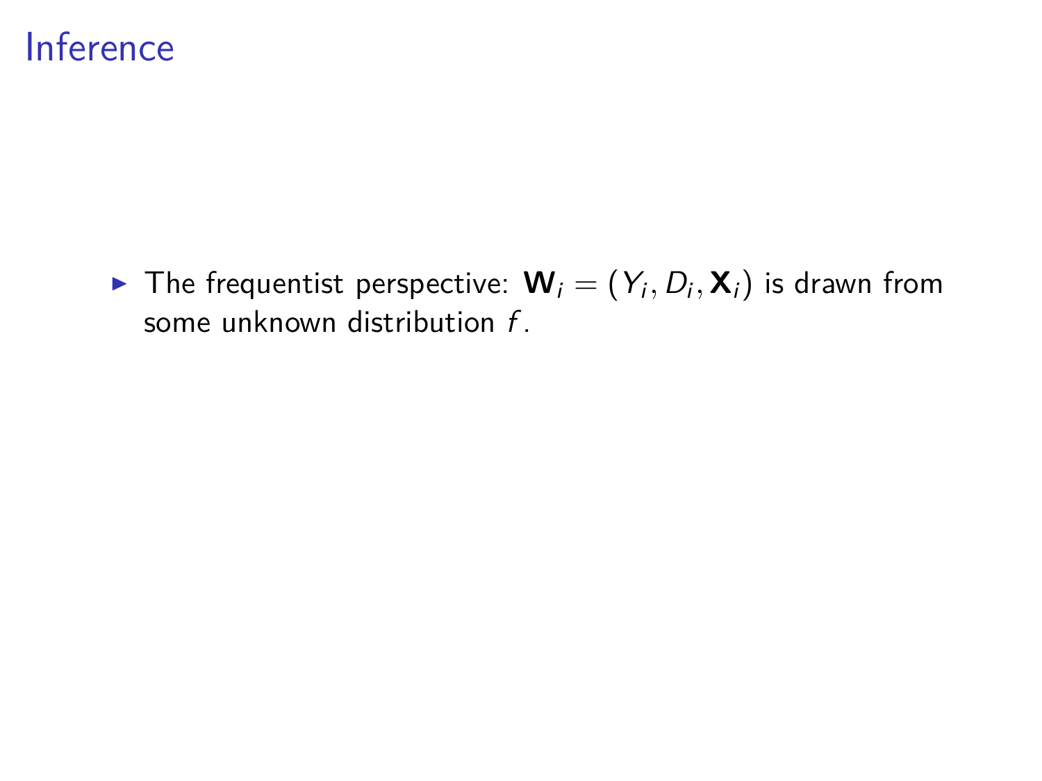# Inference

- The frequentist perspective: $\mathbf{W}_i = (Y_i, D_i, \mathbf{X}_i)$ is drawn from some unknown distribution $f$.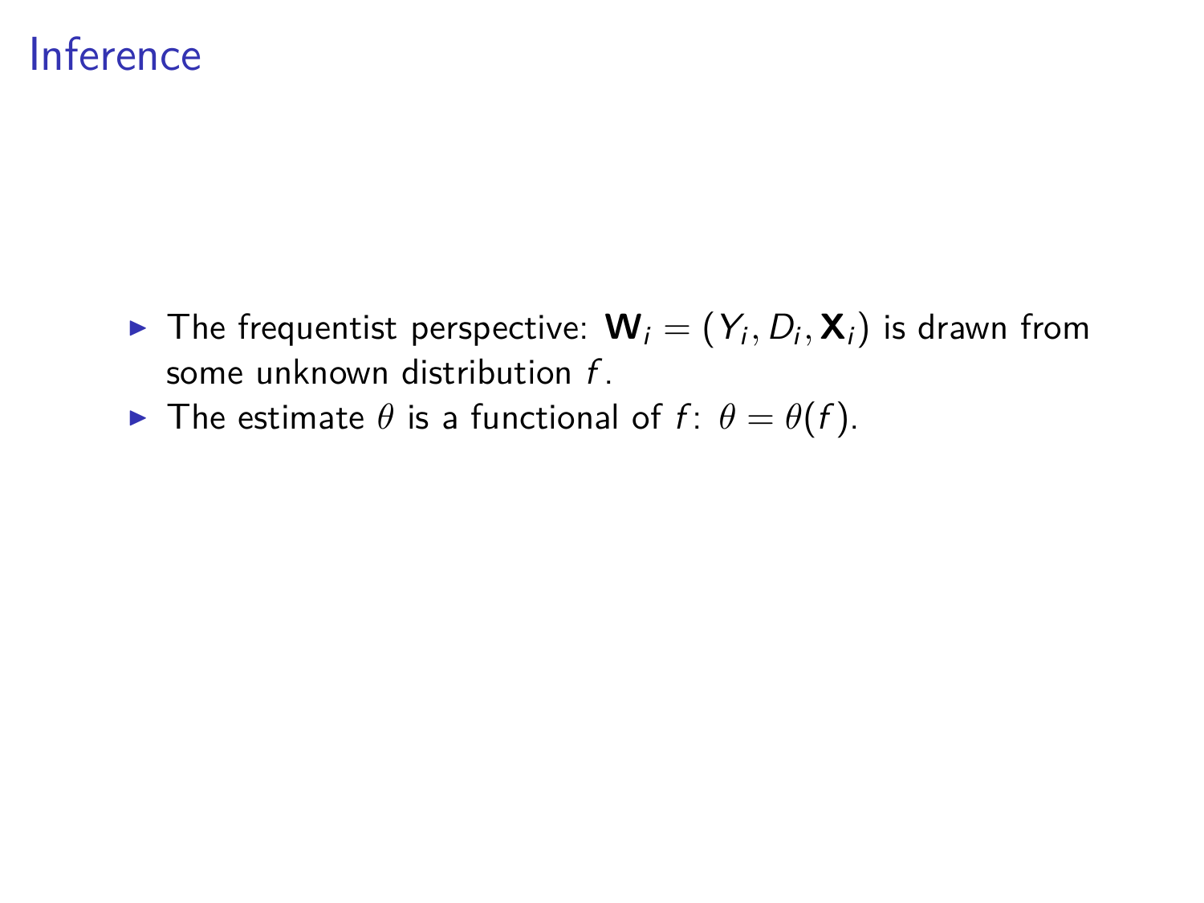# Inference

- The frequentist perspective: $\mathbf{W}_i = (Y_i, D_i, \mathbf{X}_i)$ is drawn from some unknown distribution $f$.
- The estimate $\theta$ is a functional of $f$: $\theta = \theta(f)$.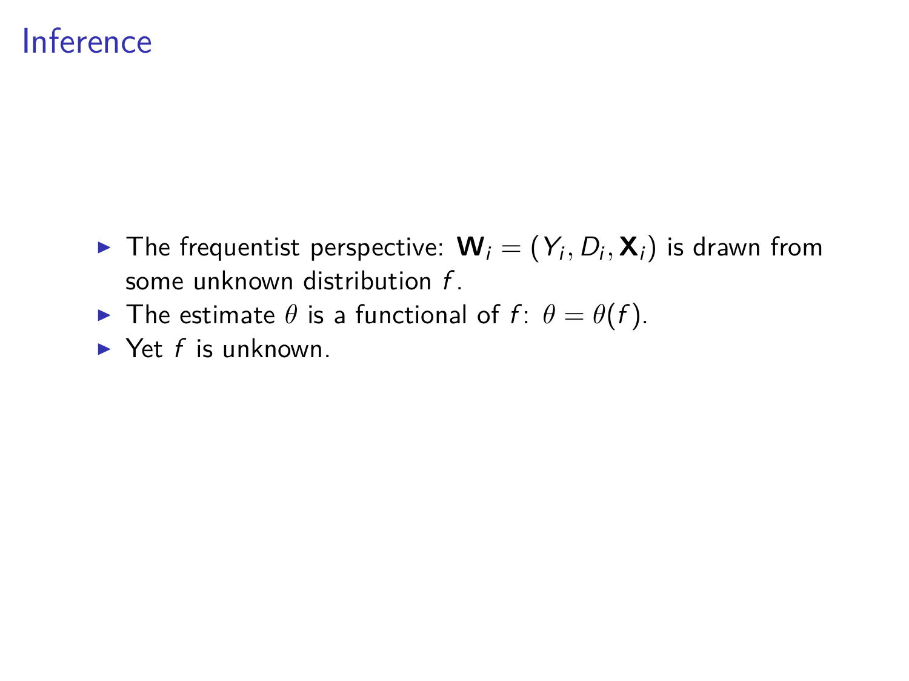# Inference

- The frequentist perspective: $\mathbf{W}_i = (Y_i, D_i, \mathbf{X}_i)$ is drawn from some unknown distribution $f$.
- The estimate $\theta$ is a functional of $f$: $\theta = \theta(f)$.
- Yet $f$ is unknown.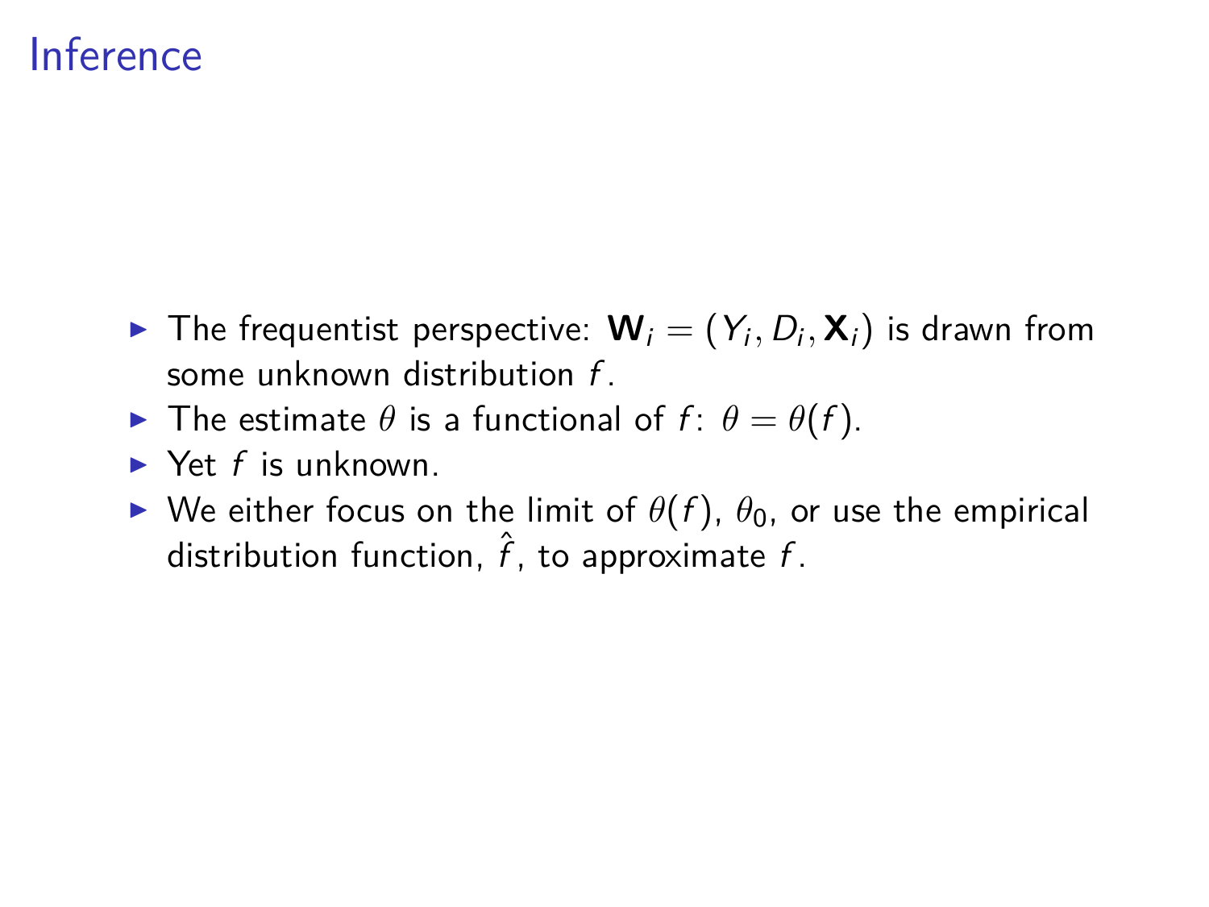# Inference

- The frequentist perspective: $\mathbf{W}_i = (Y_i, D_i, \mathbf{X}_i)$ is drawn from some unknown distribution $f$.
- The estimate $\theta$ is a functional of $f$: $\theta = \theta(f)$.
- Yet $f$ is unknown.
- We either focus on the limit of $\theta(f)$, $\theta_0$, or use the empirical distribution function, $\hat{f}$, to approximate $f$.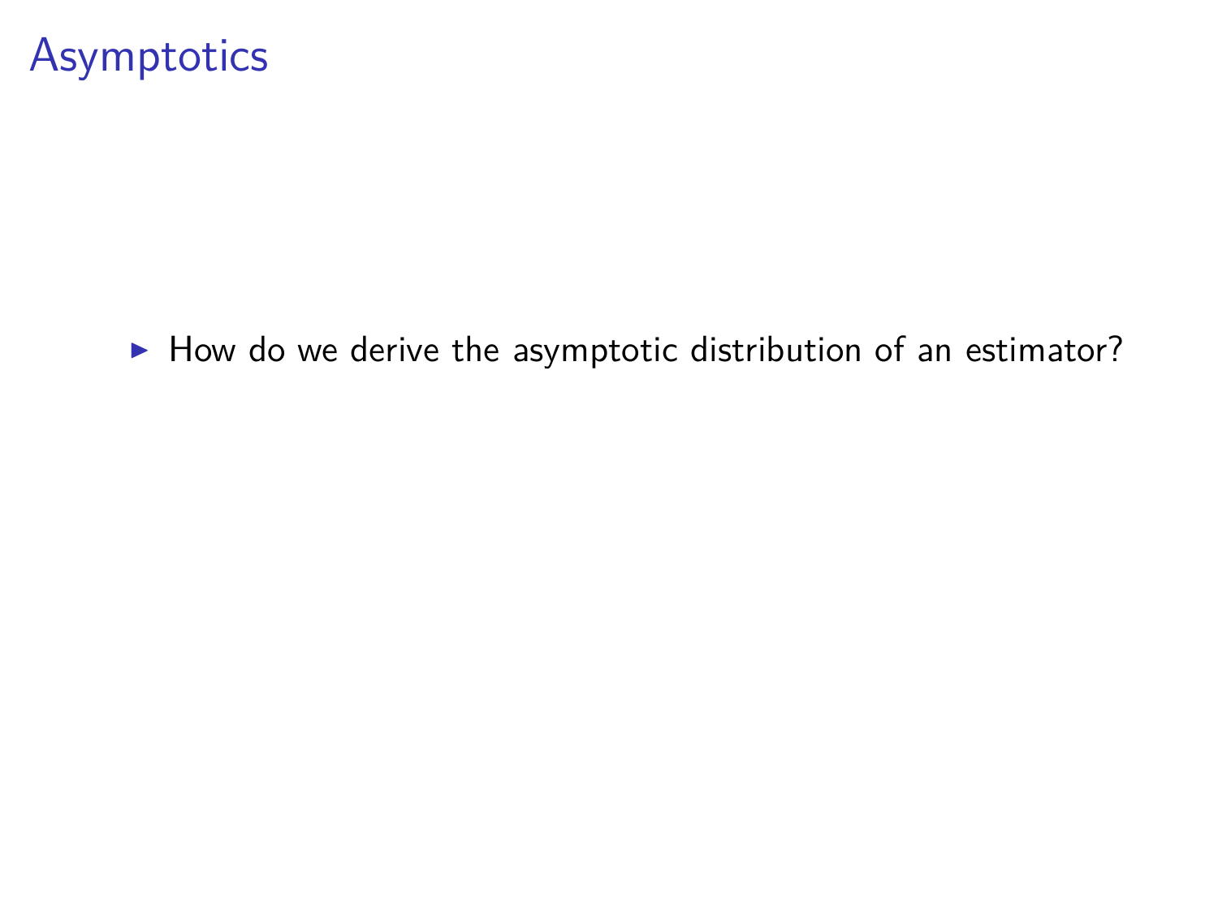# Asymptotics

- How do we derive the asymptotic distribution of an estimator?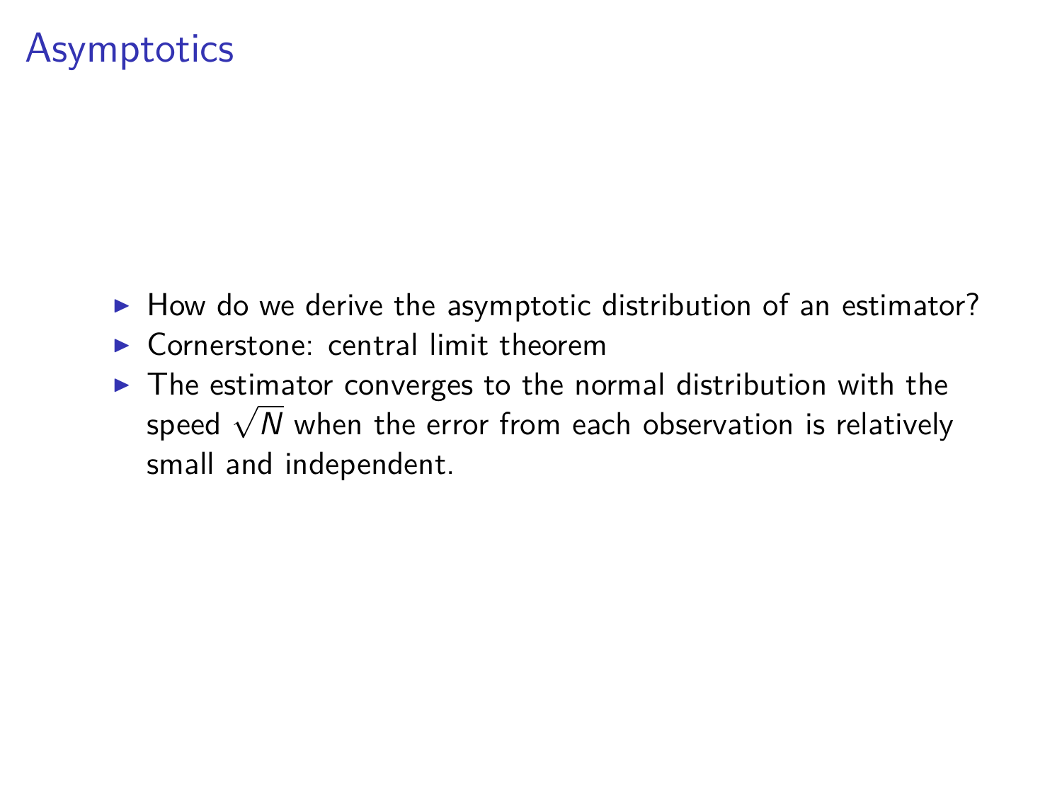# Asymptotics

- How do we derive the asymptotic distribution of an estimator?
- Cornerstone: central limit theorem
- The estimator converges to the normal distribution with the speed $\sqrt{N}$ when the error from each observation is relatively small and independent.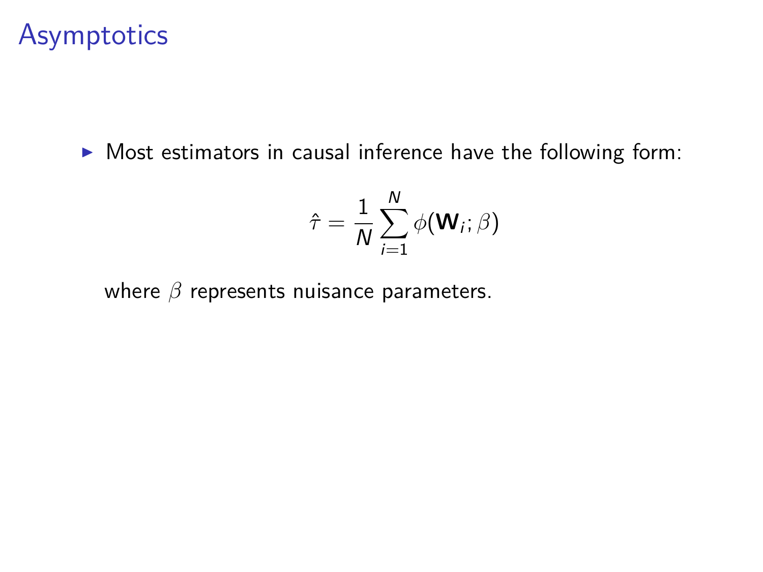# Asymptotics

- Most estimators in causal inference have the following form:

$$\hat{\tau} = \frac{1}{N} \sum_{i=1}^{N} \phi(\mathbf{W}_i; \beta)$$

where $\beta$ represents nuisance parameters.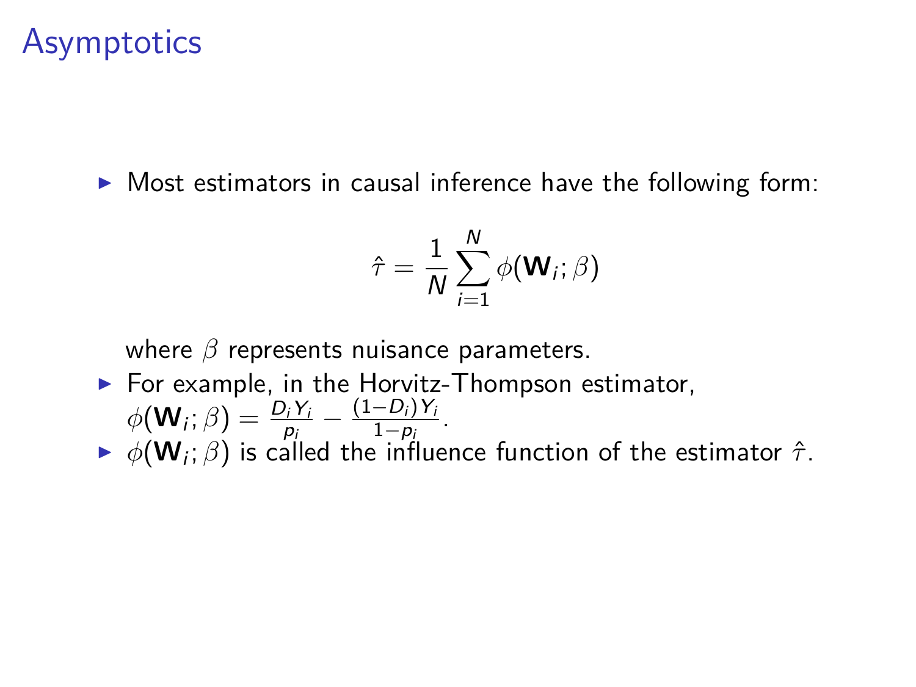# Asymptotics

- Most estimators in causal inference have the following form:

$$\hat{\tau} = \frac{1}{N}\sum_{i=1}^{N} \phi(\mathbf{W}_i; \beta)$$

  where $\beta$ represents nuisance parameters.

- For example, in the Horvitz-Thompson estimator, $\phi(\mathbf{W}_i; \beta) = \frac{D_i Y_i}{p_i} - \frac{(1-D_i)Y_i}{1-p_i}$.
- $\phi(\mathbf{W}_i; \beta)$ is called the influence function of the estimator $\hat{\tau}$.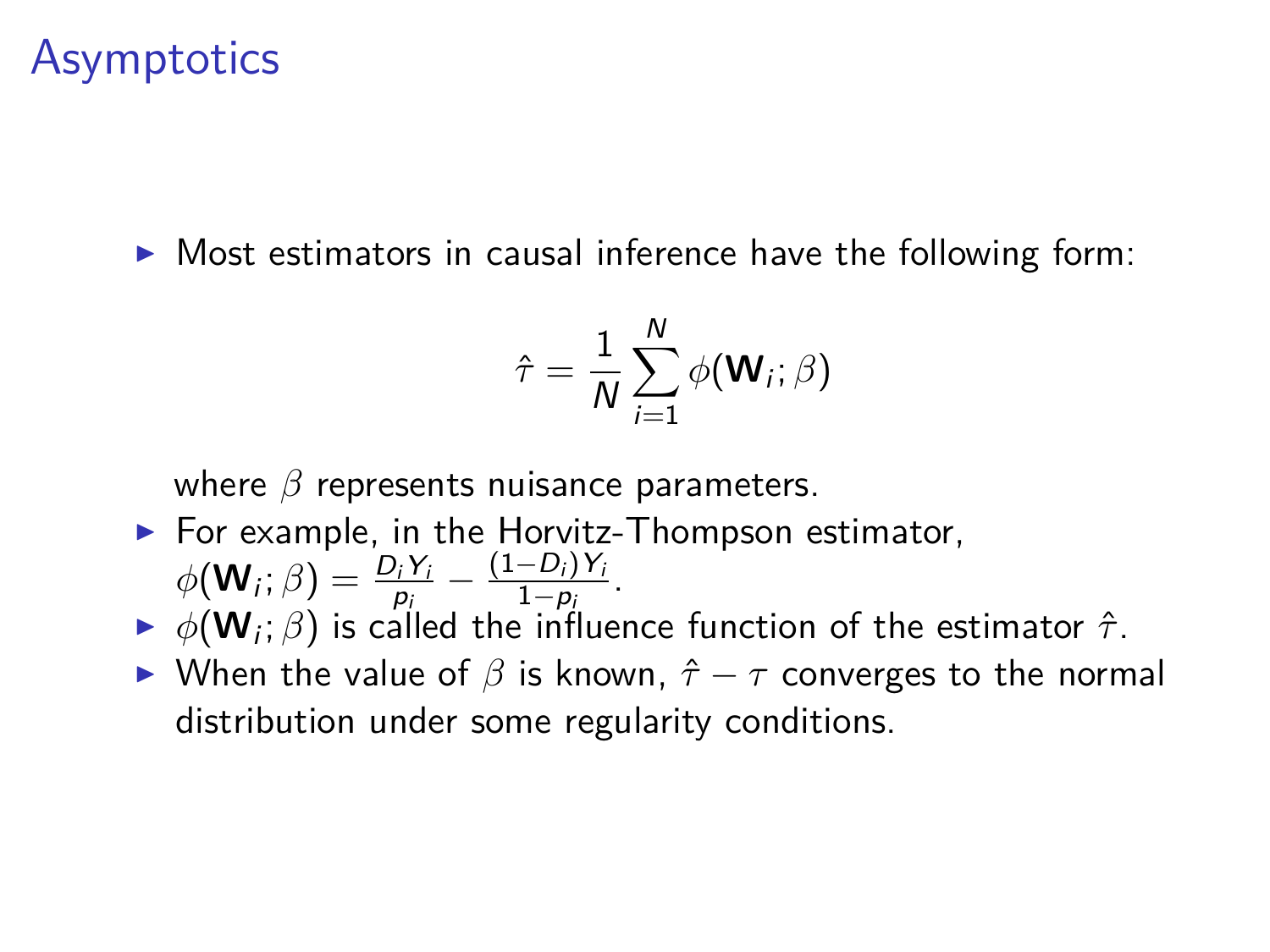# Asymptotics

- Most estimators in causal inference have the following form:

$$\hat{\tau} = \frac{1}{N} \sum_{i=1}^{N} \phi(\mathbf{W}_i; \beta)$$

  where $\beta$ represents nuisance parameters.
- For example, in the Horvitz-Thompson estimator, $\phi(\mathbf{W}_i; \beta) = \frac{D_i Y_i}{p_i} - \frac{(1-D_i) Y_i}{1-p_i}$.
- $\phi(\mathbf{W}_i; \beta)$ is called the influence function of the estimator $\hat{\tau}$.
- When the value of $\beta$ is known, $\hat{\tau} - \tau$ converges to the normal distribution under some regularity conditions.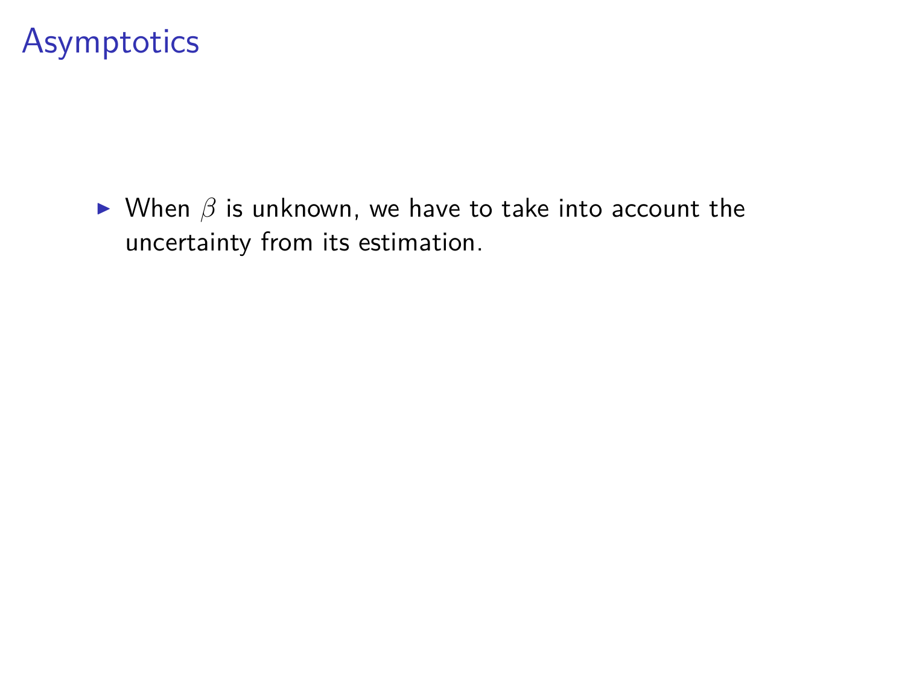# Asymptotics

- When $\beta$ is unknown, we have to take into account the uncertainty from its estimation.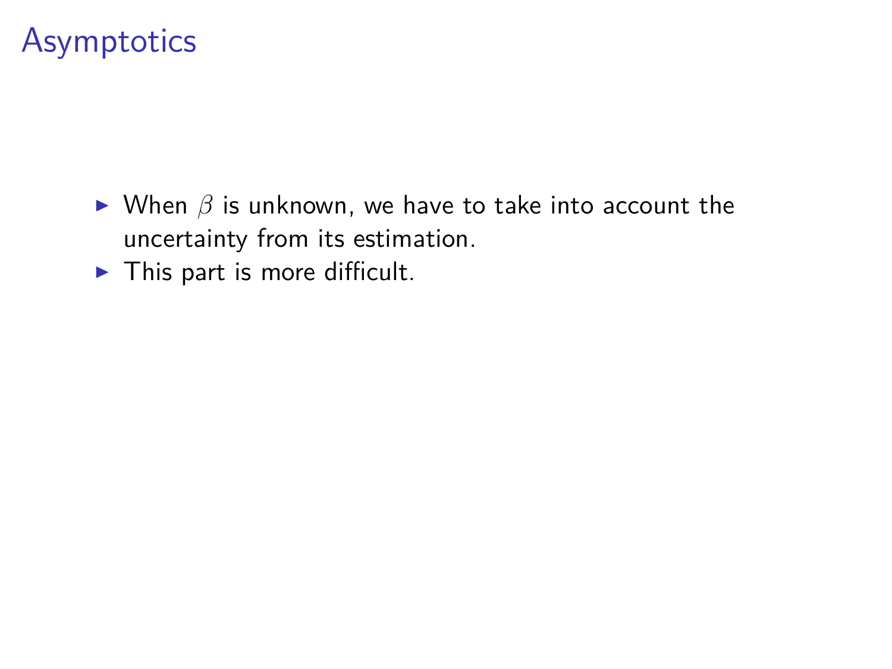# Asymptotics

- When $\beta$ is unknown, we have to take into account the uncertainty from its estimation.
- This part is more difficult.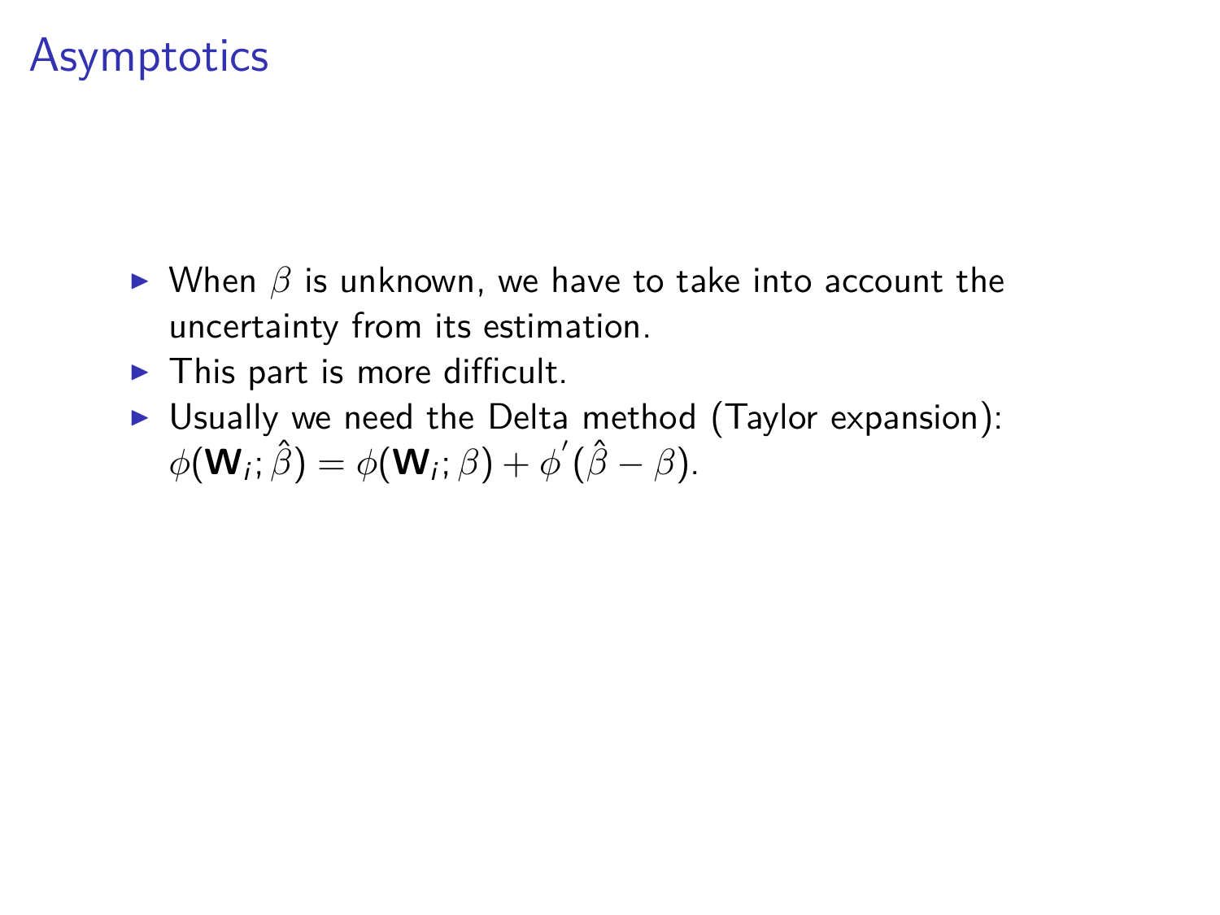# Asymptotics

- When $\beta$ is unknown, we have to take into account the uncertainty from its estimation.
- This part is more difficult.
- Usually we need the Delta method (Taylor expansion): $\phi(\mathbf{W}_i; \hat{\beta}) = \phi(\mathbf{W}_i; \beta) + \phi^{'}(\hat{\beta} - \beta)$.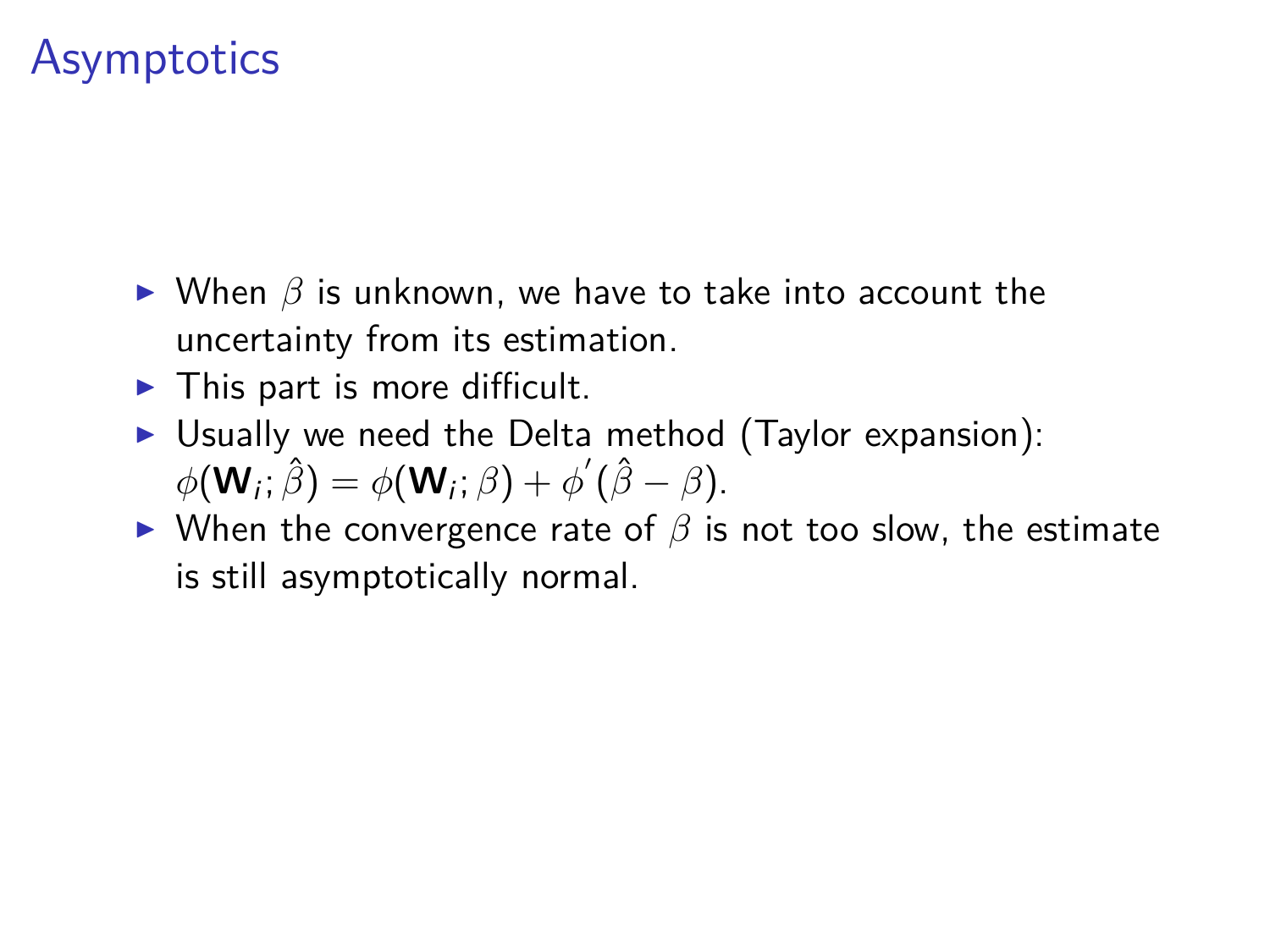# Asymptotics

- When $\beta$ is unknown, we have to take into account the uncertainty from its estimation.
- This part is more difficult.
- Usually we need the Delta method (Taylor expansion): $\phi(\mathbf{W}_i; \hat{\beta}) = \phi(\mathbf{W}_i; \beta) + \phi^{'}(\hat{\beta} - \beta)$.
- When the convergence rate of $\beta$ is not too slow, the estimate is still asymptotically normal.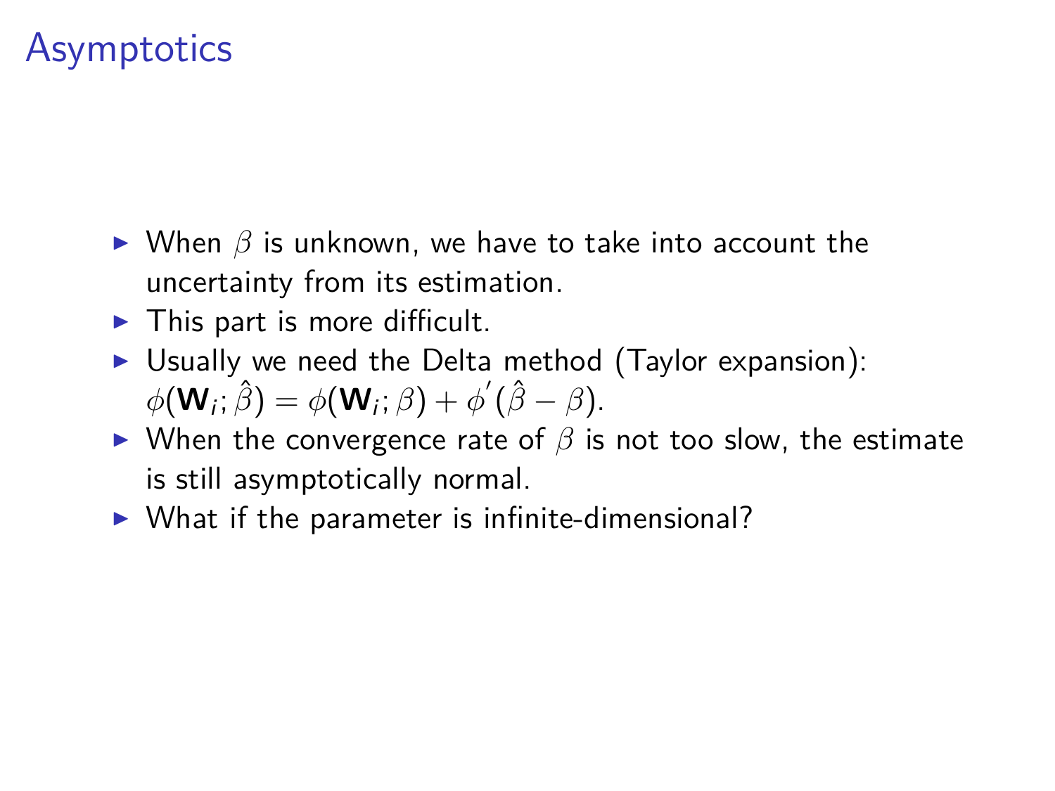# Asymptotics

- When $\beta$ is unknown, we have to take into account the uncertainty from its estimation.
- This part is more difficult.
- Usually we need the Delta method (Taylor expansion): $\phi(\mathbf{W}_i; \hat{\beta}) = \phi(\mathbf{W}_i; \beta) + \phi^{'}(\hat{\beta} - \beta)$.
- When the convergence rate of $\beta$ is not too slow, the estimate is still asymptotically normal.
- What if the parameter is infinite-dimensional?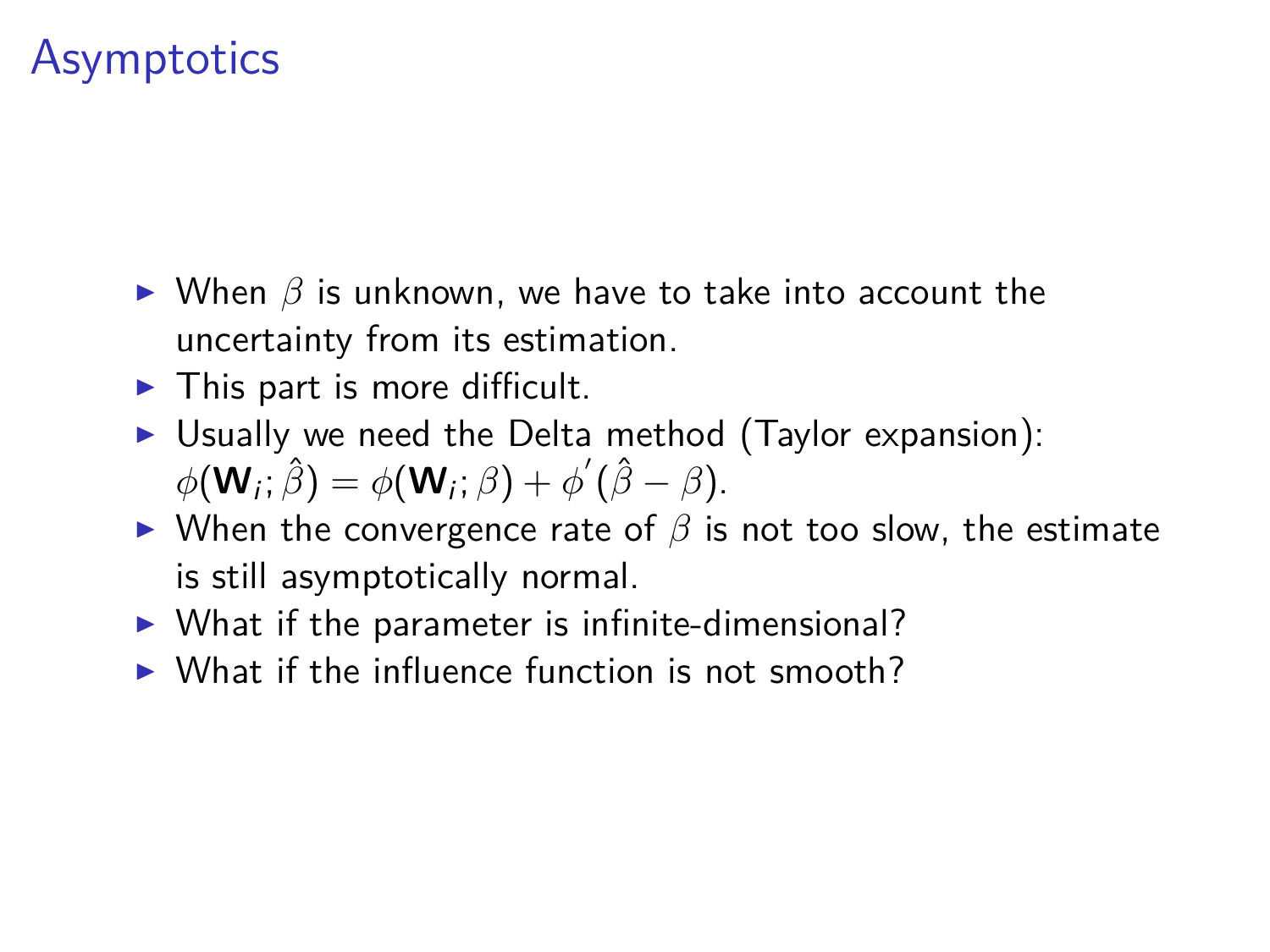# Asymptotics

- When $\beta$ is unknown, we have to take into account the uncertainty from its estimation.
- This part is more difficult.
- Usually we need the Delta method (Taylor expansion): $\phi(\mathbf{W}_i; \hat{\beta}) = \phi(\mathbf{W}_i; \beta) + \phi^{'}(\hat{\beta} - \beta)$.
- When the convergence rate of $\beta$ is not too slow, the estimate is still asymptotically normal.
- What if the parameter is infinite-dimensional?
- What if the influence function is not smooth?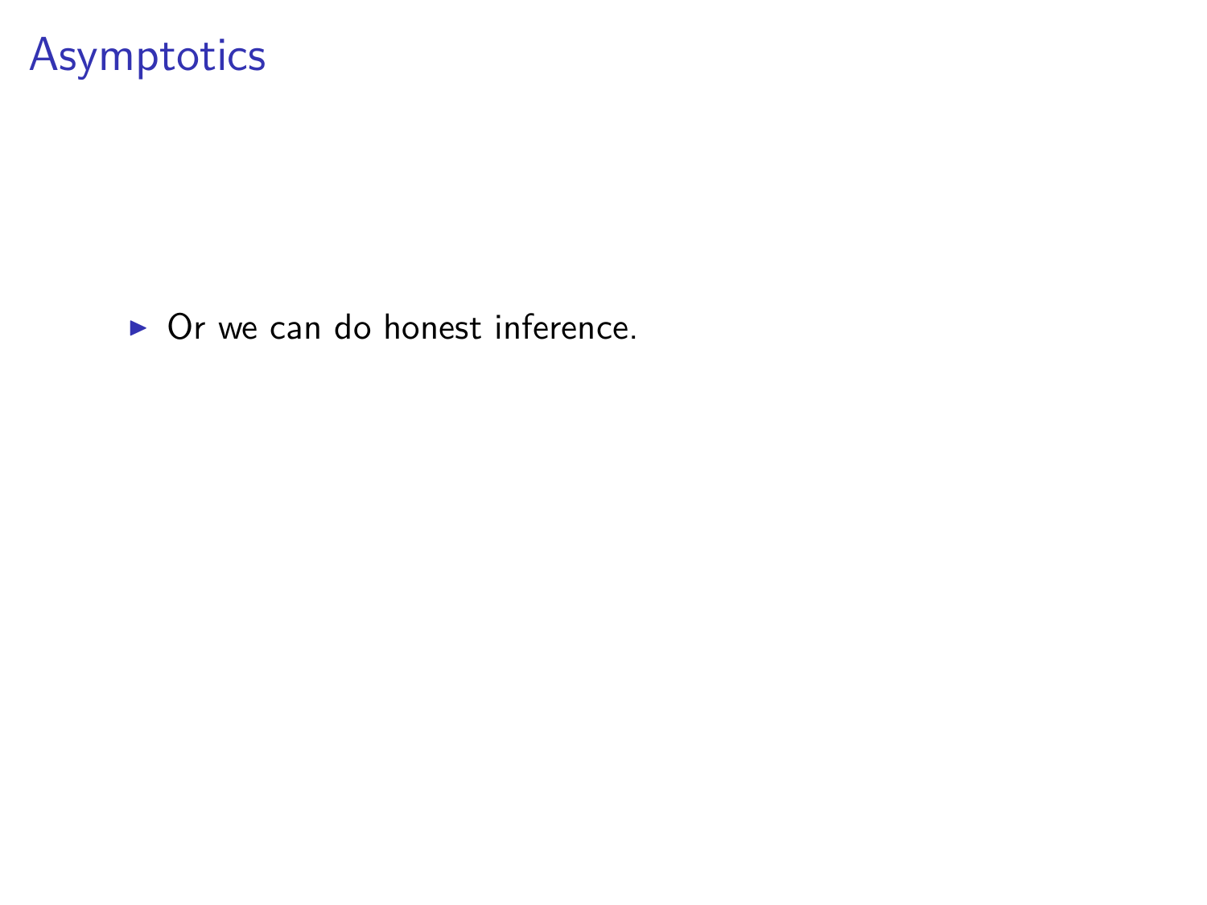# Asymptotics

- Or we can do honest inference.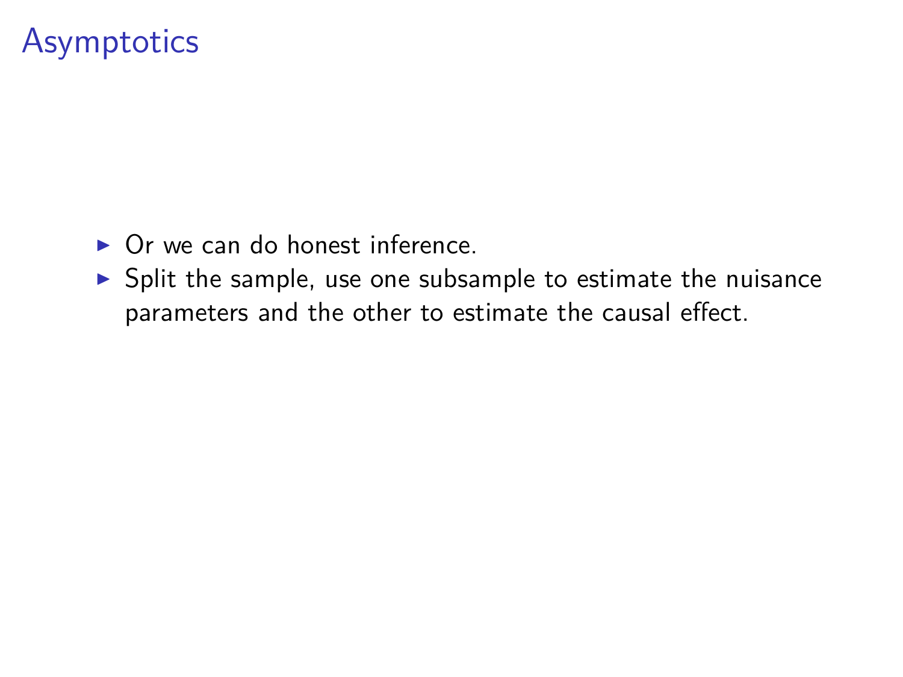# Asymptotics

- Or we can do honest inference.
- Split the sample, use one subsample to estimate the nuisance parameters and the other to estimate the causal effect.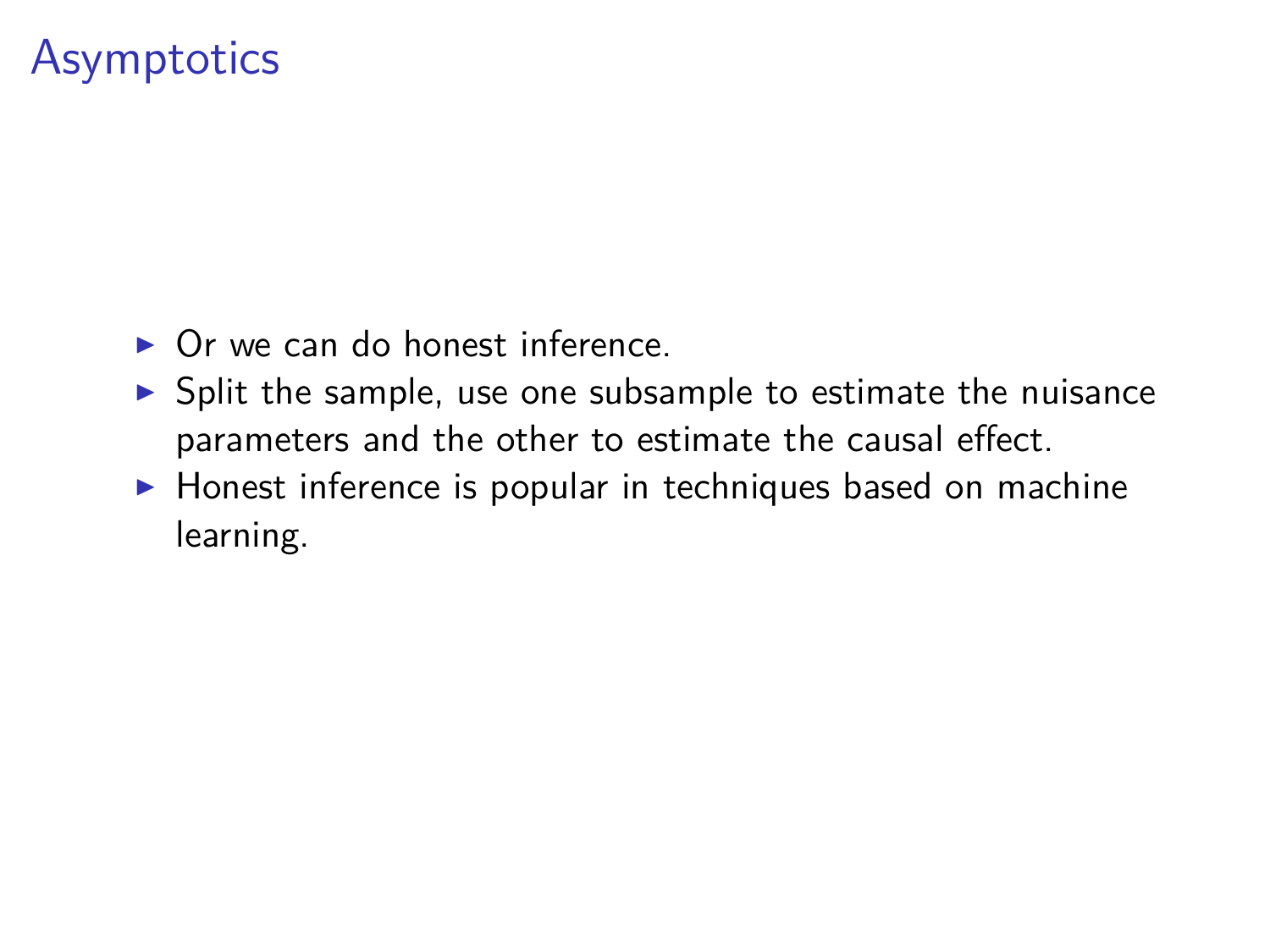# Asymptotics

- Or we can do honest inference.
- Split the sample, use one subsample to estimate the nuisance parameters and the other to estimate the causal effect.
- Honest inference is popular in techniques based on machine learning.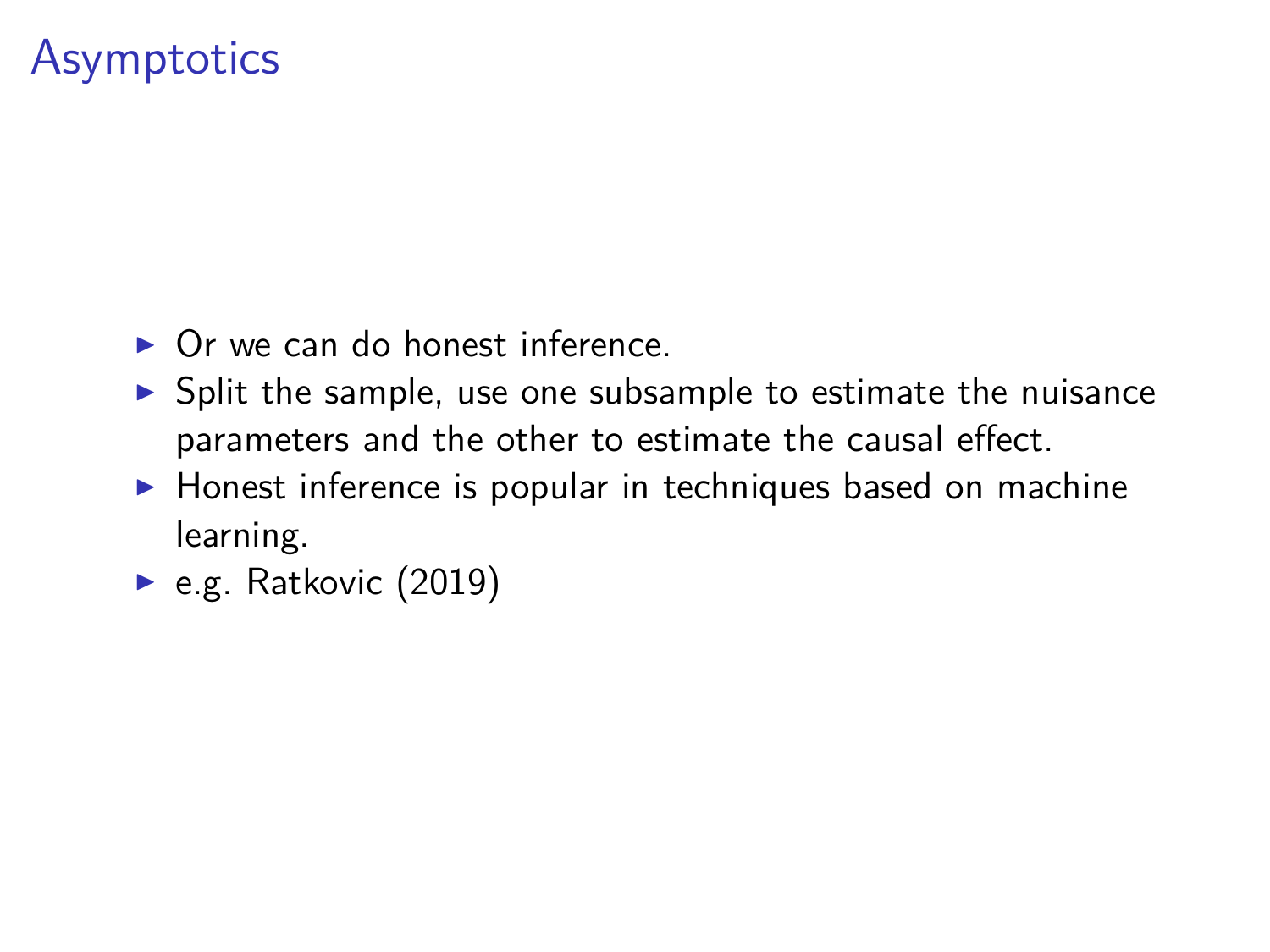# Asymptotics

- Or we can do honest inference.
- Split the sample, use one subsample to estimate the nuisance parameters and the other to estimate the causal effect.
- Honest inference is popular in techniques based on machine learning.
- e.g. Ratkovic (2019)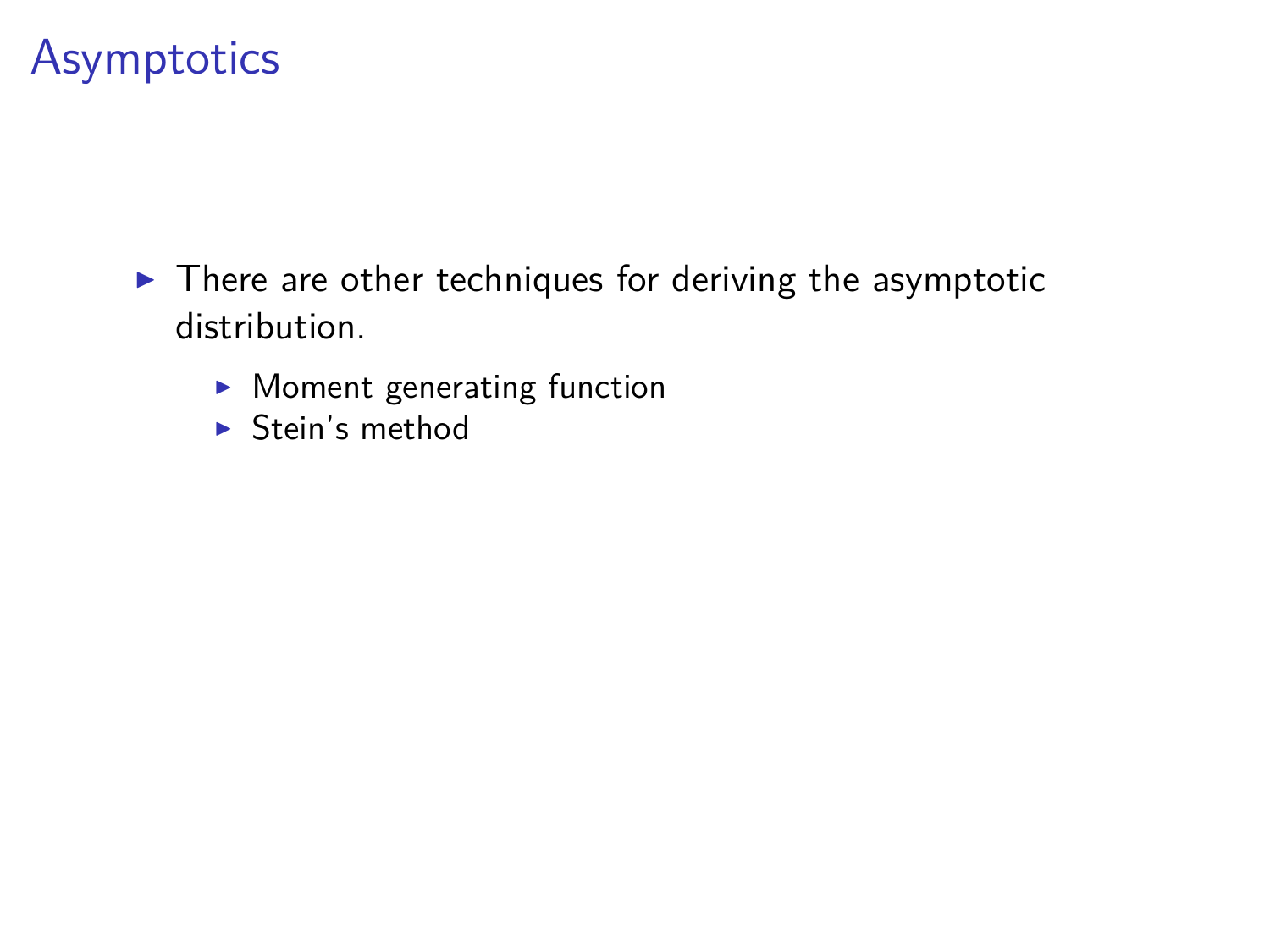# Asymptotics

- There are other techniques for deriving the asymptotic distribution.
  - Moment generating function
  - Stein's method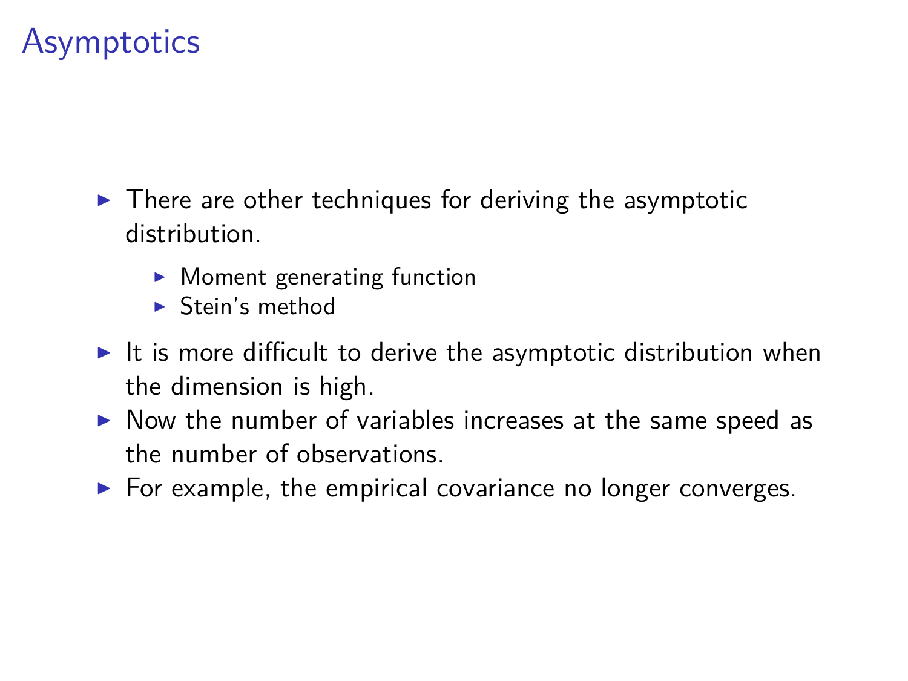# Asymptotics

- There are other techniques for deriving the asymptotic distribution.
  - Moment generating function
  - Stein's method
- It is more difficult to derive the asymptotic distribution when the dimension is high.
- Now the number of variables increases at the same speed as the number of observations.
- For example, the empirical covariance no longer converges.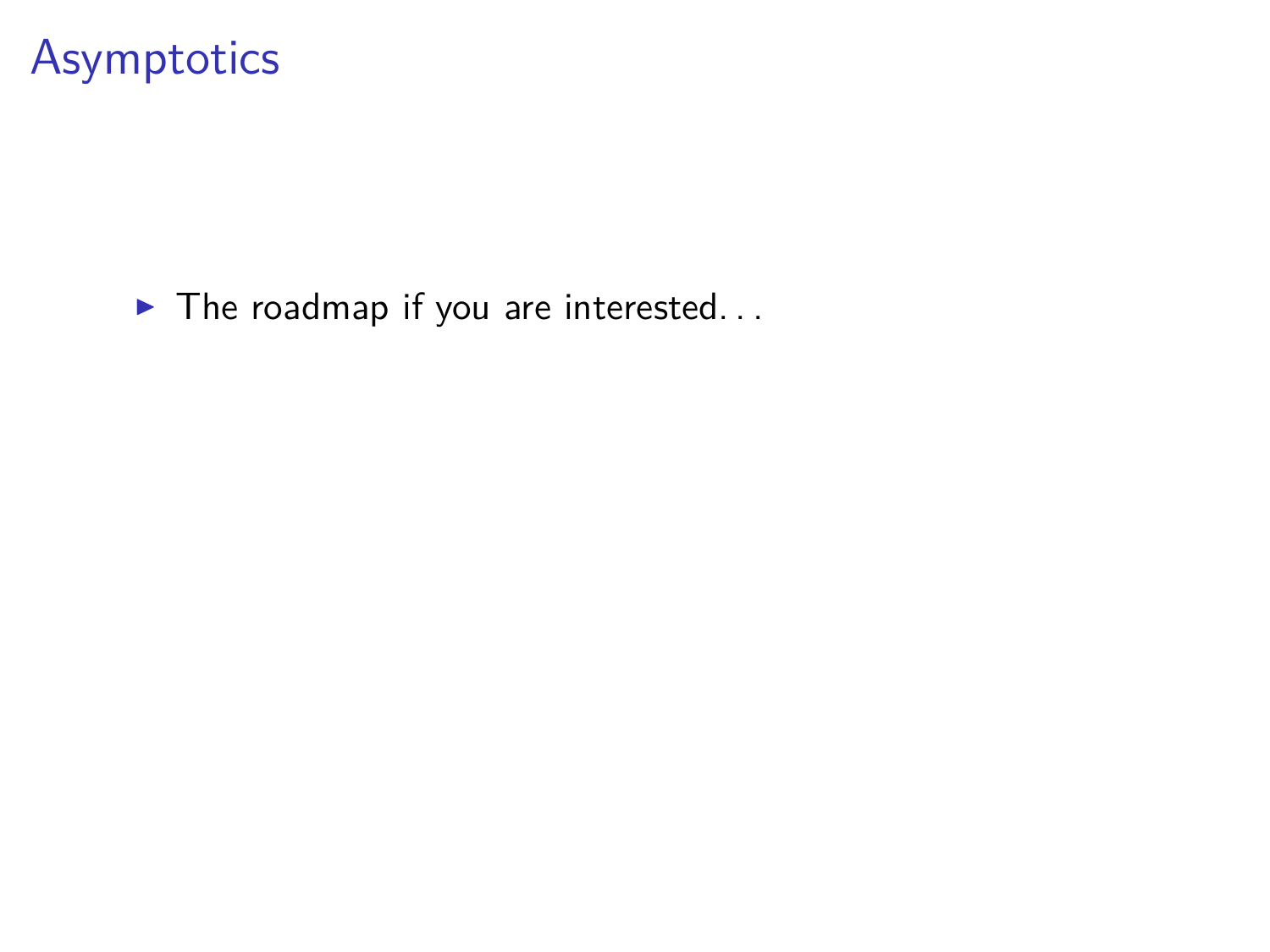# Asymptotics

- The roadmap if you are interested. . .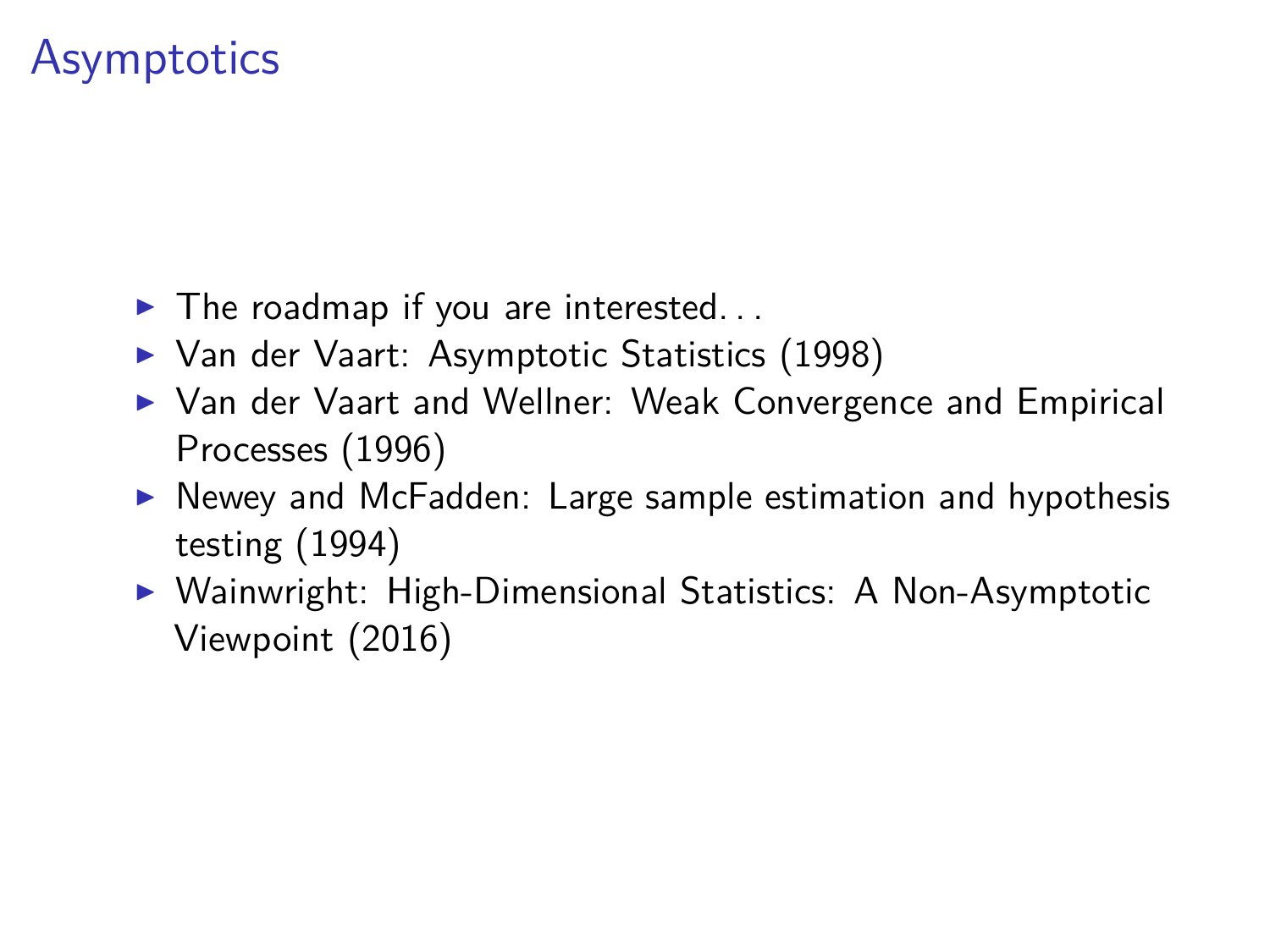# Asymptotics

- The roadmap if you are interested...
- Van der Vaart: Asymptotic Statistics (1998)
- Van der Vaart and Wellner: Weak Convergence and Empirical Processes (1996)
- Newey and McFadden: Large sample estimation and hypothesis testing (1994)
- Wainwright: High-Dimensional Statistics: A Non-Asymptotic Viewpoint (2016)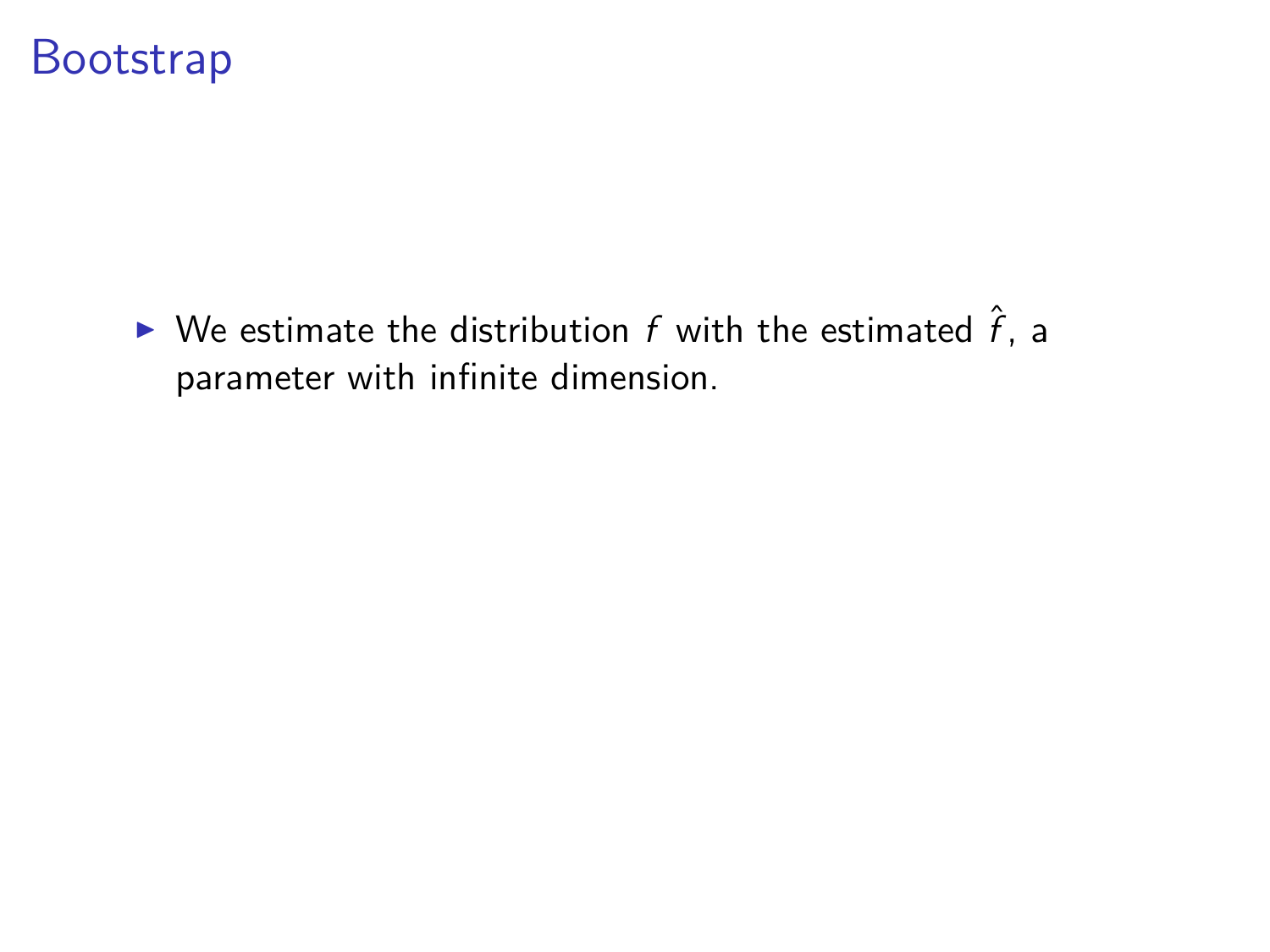# Bootstrap

- We estimate the distribution $f$ with the estimated $\hat{f}$, a parameter with infinite dimension.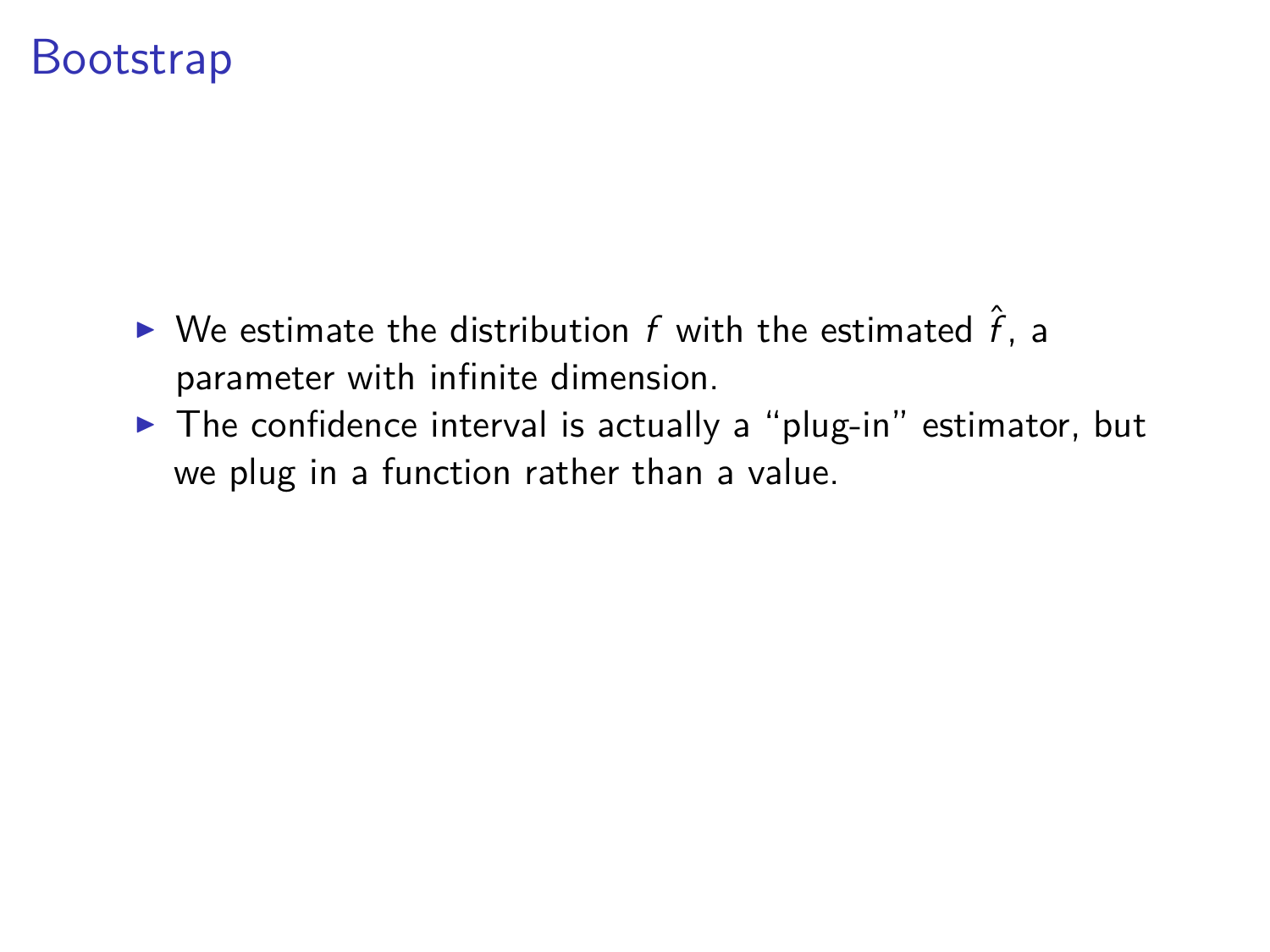# Bootstrap

- We estimate the distribution $f$ with the estimated $\hat{f}$, a parameter with infinite dimension.
- The confidence interval is actually a "plug-in" estimator, but we plug in a function rather than a value.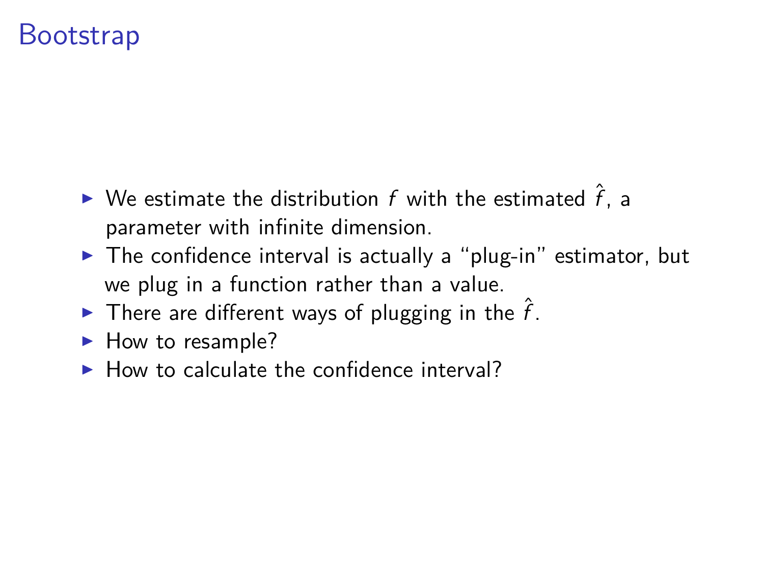# Bootstrap

- We estimate the distribution $f$ with the estimated $\hat{f}$, a parameter with infinite dimension.
- The confidence interval is actually a "plug-in" estimator, but we plug in a function rather than a value.
- There are different ways of plugging in the $\hat{f}$.
- How to resample?
- How to calculate the confidence interval?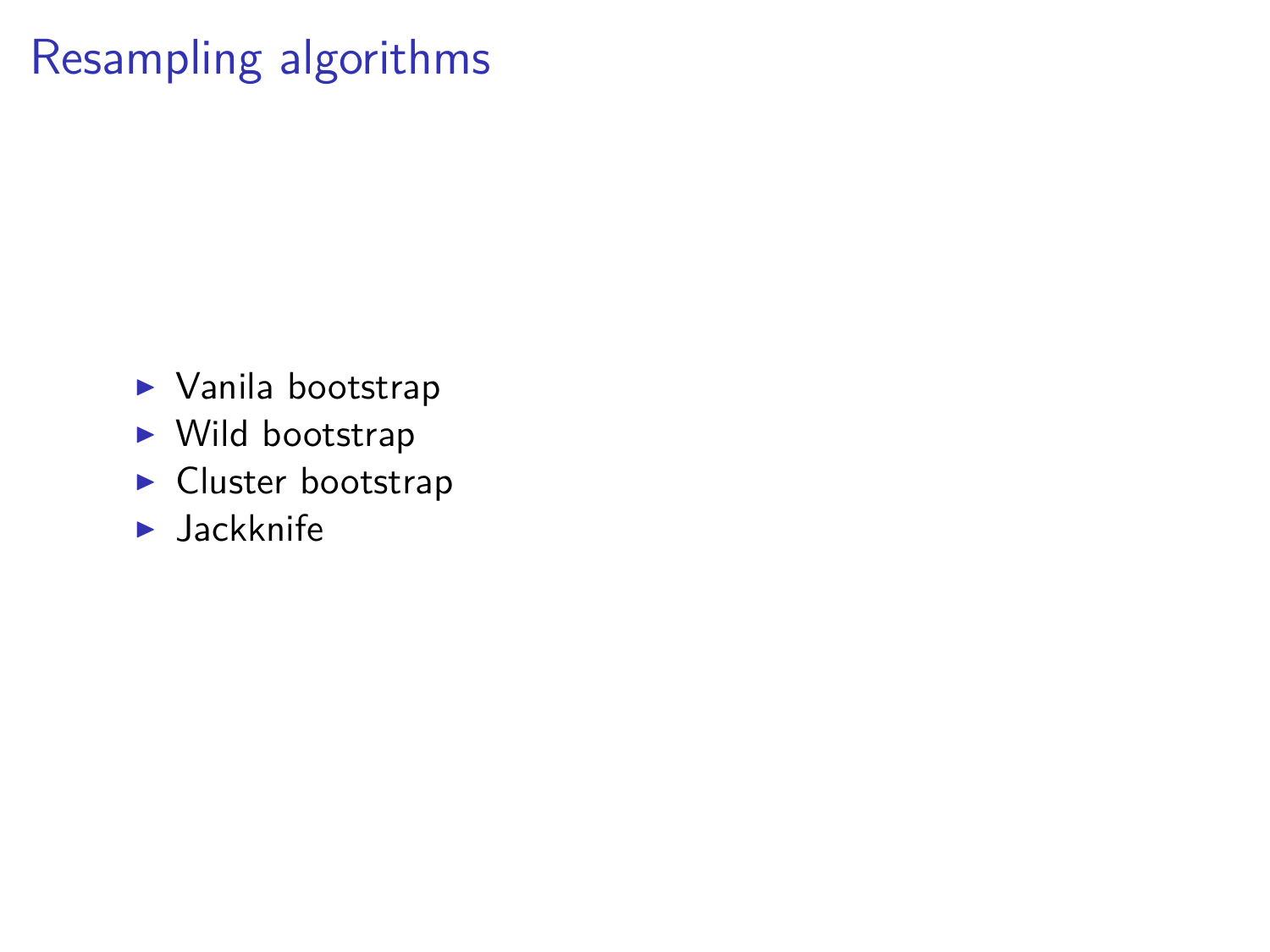# Resampling algorithms

- Vanila bootstrap
- Wild bootstrap
- Cluster bootstrap
- Jackknife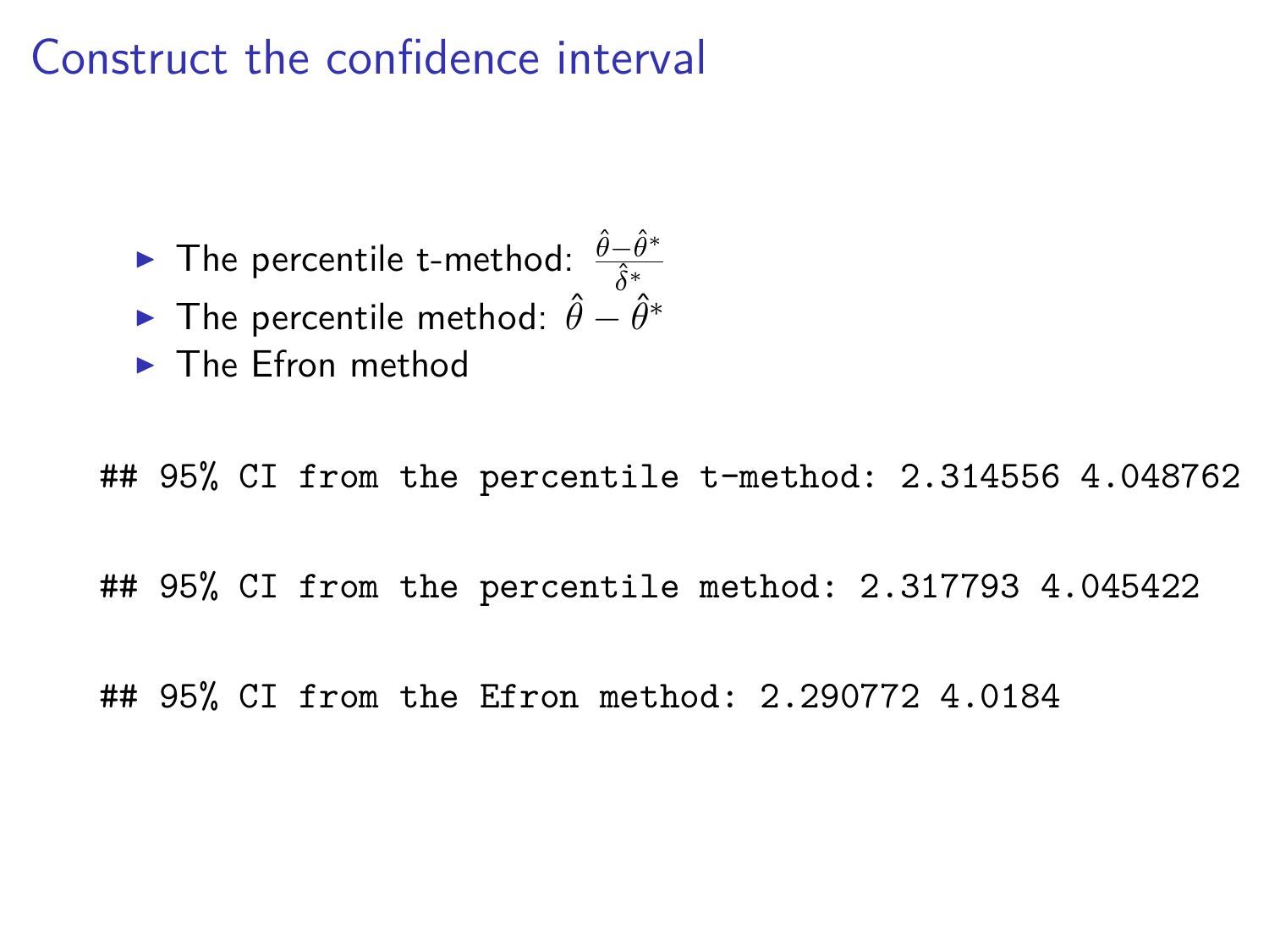# Construct the confidence interval

- The percentile t-method: $\frac{\hat{\theta}-\hat{\theta}^*}{\hat{\delta}^*}$
- The percentile method: $\hat{\theta} - \hat{\theta}^*$
- The Efron method

```
## 95% CI from the percentile t-method: 2.314556 4.048762
```

```
## 95% CI from the percentile method: 2.317793 4.045422
```

```
## 95% CI from the Efron method: 2.290772 4.0184
```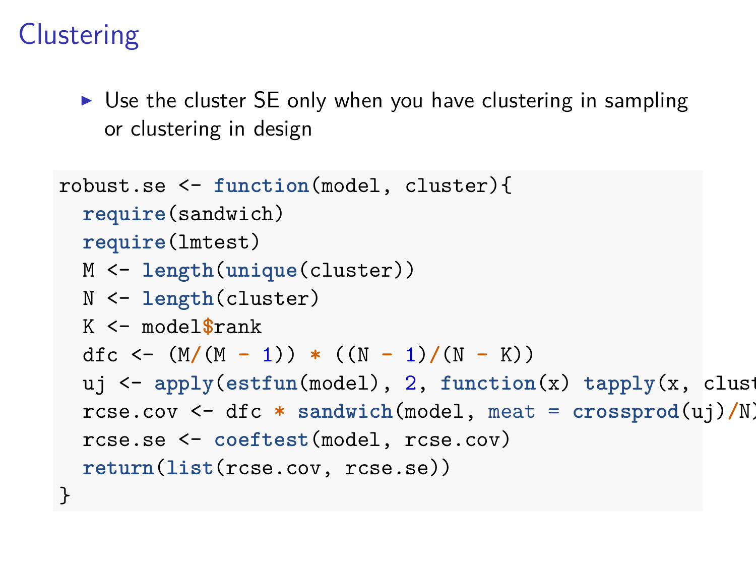# Clustering

- Use the cluster SE only when you have clustering in sampling or clustering in design

```
robust.se <- function(model, cluster){
  require(sandwich)
  require(lmtest)
  M <- length(unique(cluster))
  N <- length(cluster)
  K <- model$rank
  dfc <- (M/(M - 1)) * ((N - 1)/(N - K))
  uj <- apply(estfun(model), 2, function(x) tapply(x, clust
  rcse.cov <- dfc * sandwich(model, meat = crossprod(uj)/N)
  rcse.se <- coeftest(model, rcse.cov)
  return(list(rcse.cov, rcse.se))
}
```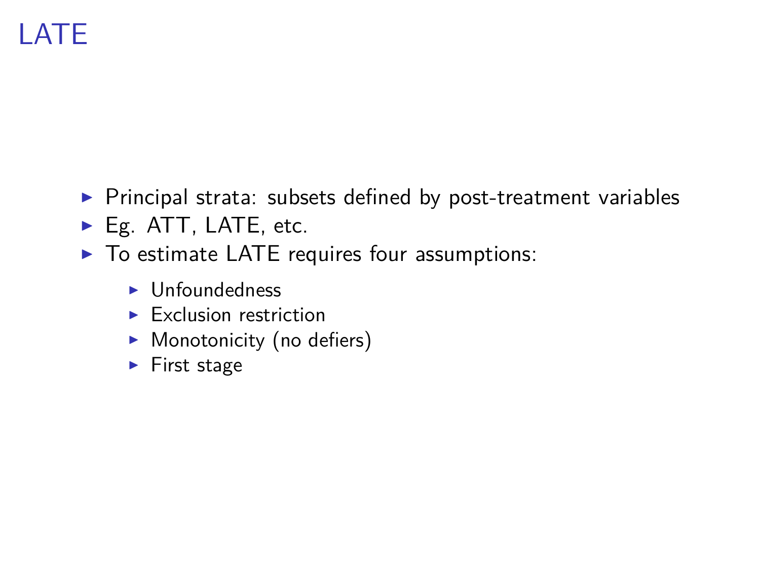# LATE

- Principal strata: subsets defined by post-treatment variables
- Eg. ATT, LATE, etc.
- To estimate LATE requires four assumptions:
  - Unfoundedness
  - Exclusion restriction
  - Monotonicity (no defiers)
  - First stage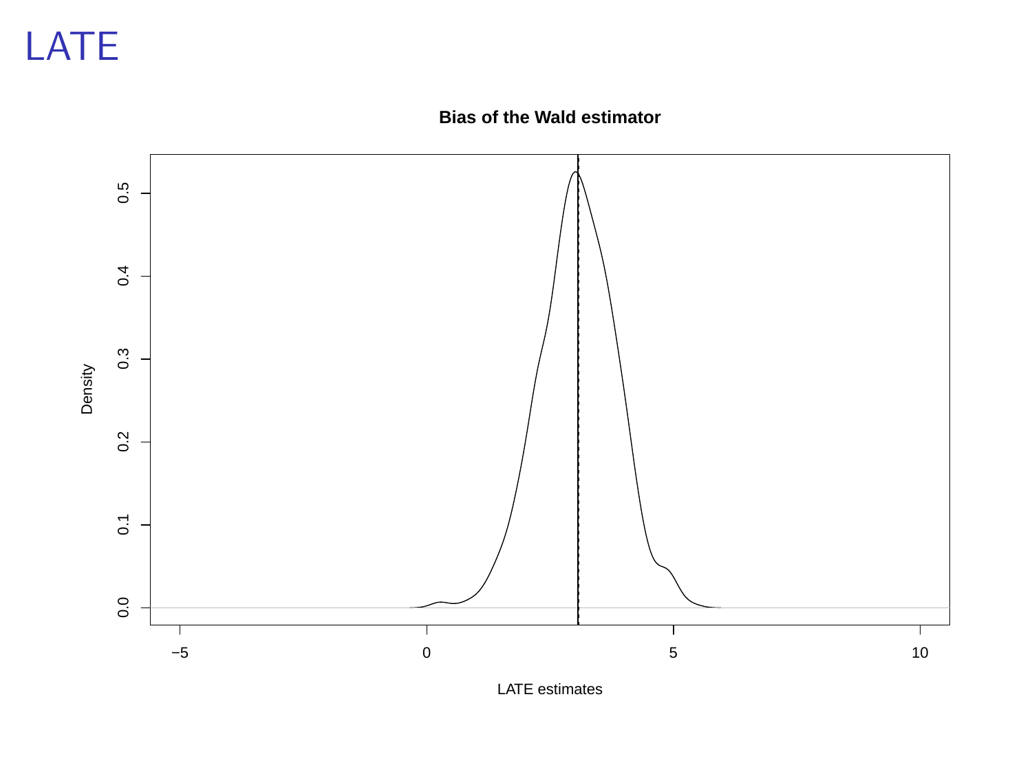# LATE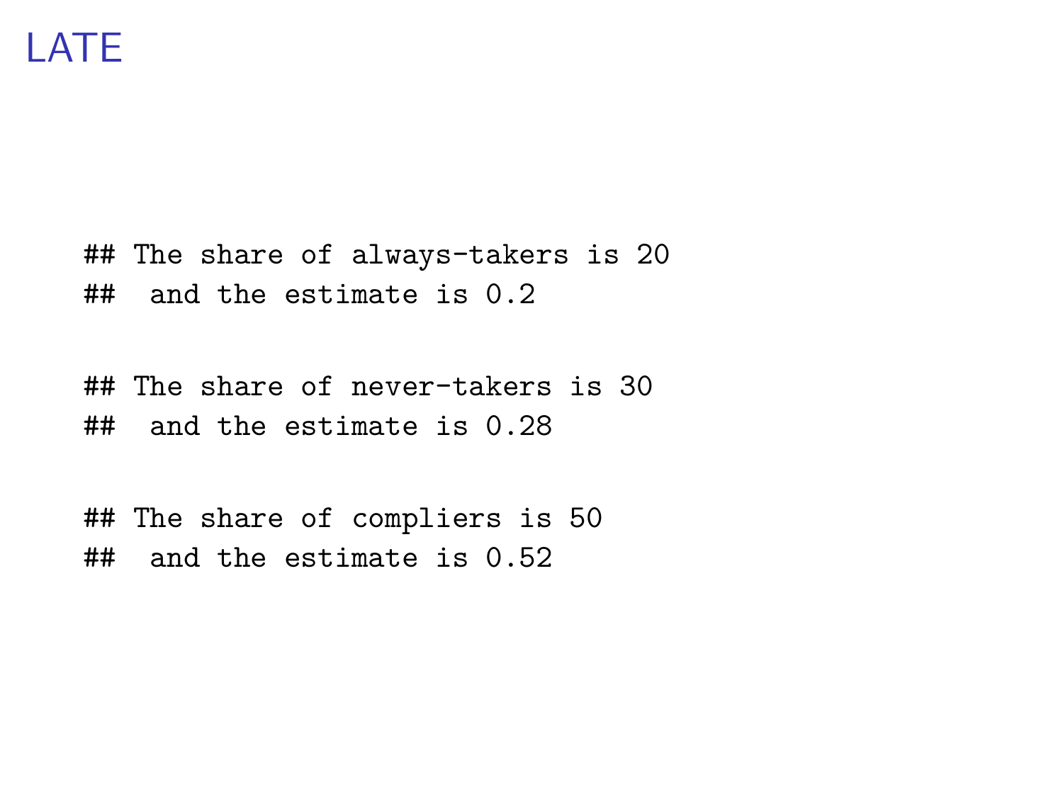# LATE

```
## The share of always-takers is 20
##  and the estimate is 0.2
```

```
## The share of never-takers is 30
##  and the estimate is 0.28
```

```
## The share of compliers is 50
##  and the estimate is 0.52
```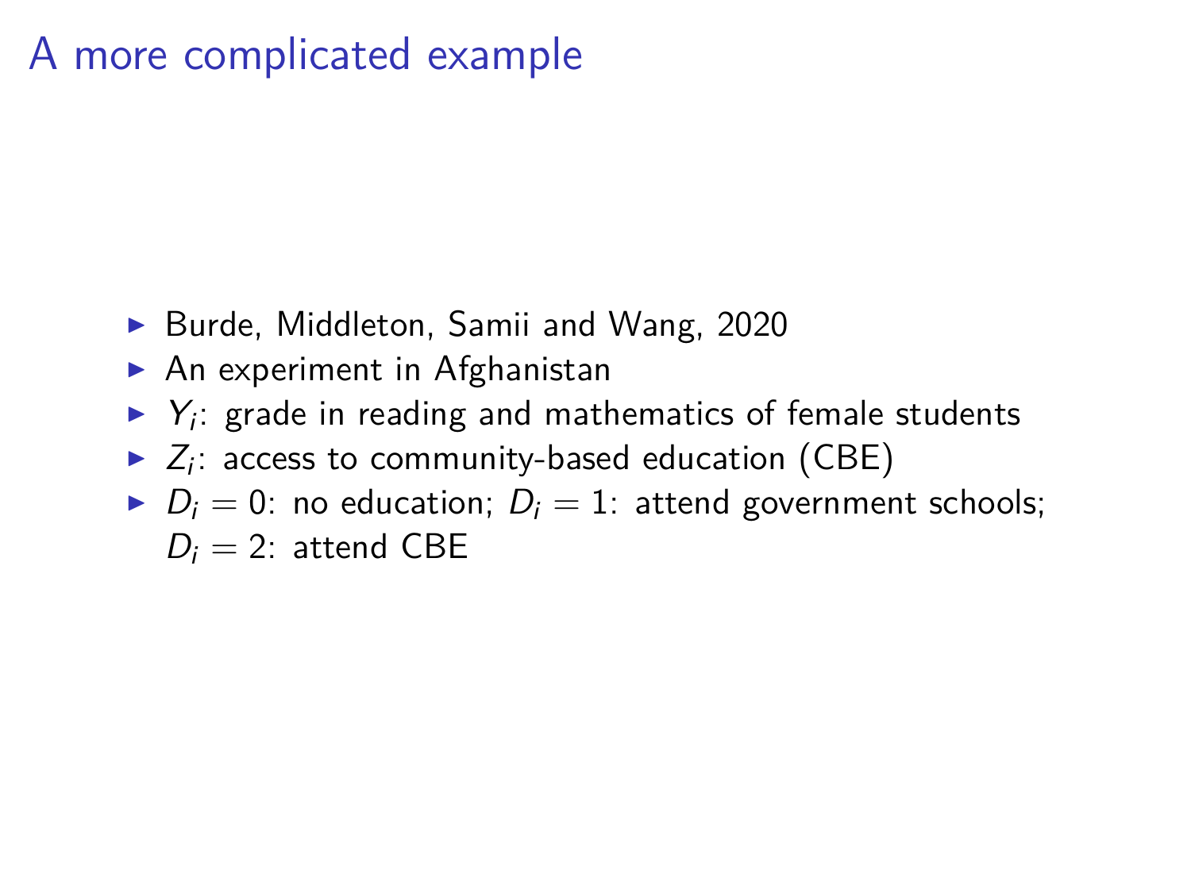# A more complicated example

- Burde, Middleton, Samii and Wang, 2020
- An experiment in Afghanistan
- $Y_i$: grade in reading and mathematics of female students
- $Z_i$: access to community-based education (CBE)
- $D_i = 0$: no education; $D_i = 1$: attend government schools; $D_i = 2$: attend CBE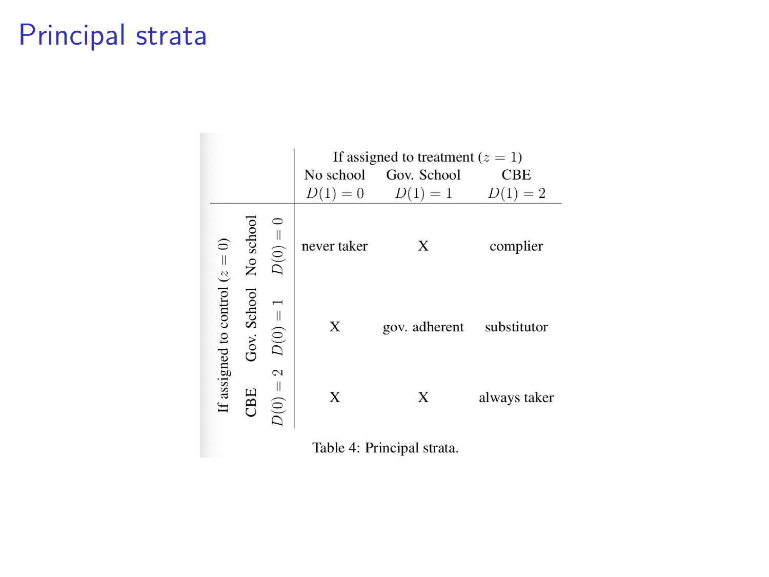# Principal strata

| | | | If assigned to treatment ($z = 1$) | | |
|---|---|---|---|---|---|
| | | | No school | Gov. School | CBE |
| | | | $D(1) = 0$ | $D(1) = 1$ | $D(1) = 2$ |
| If assigned to control ($z = 0$) | No school | $D(0) = 0$ | never taker | X | complier |
| | Gov. School | $D(0) = 1$ | X | gov. adherent | substitutor |
| | CBE | $D(0) = 2$ | X | X | always taker |

Table 4: Principal strata.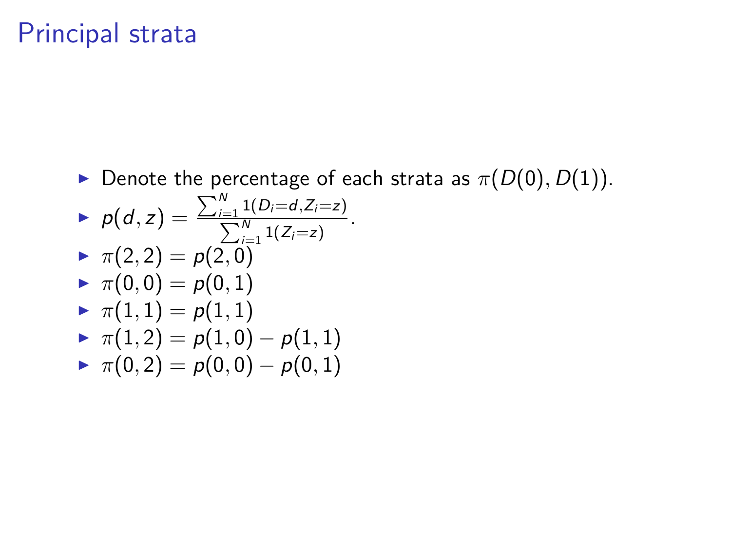# Principal strata

- Denote the percentage of each strata as $\pi(D(0), D(1))$.
- $p(d, z) = \frac{\sum_{i=1}^{N} 1(D_i = d, Z_i = z)}{\sum_{i=1}^{N} 1(Z_i = z)}$.
- $\pi(2, 2) = p(2, 0)$
- $\pi(0, 0) = p(0, 1)$
- $\pi(1, 1) = p(1, 1)$
- $\pi(1, 2) = p(1, 0) - p(1, 1)$
- $\pi(0, 2) = p(0, 0) - p(0, 1)$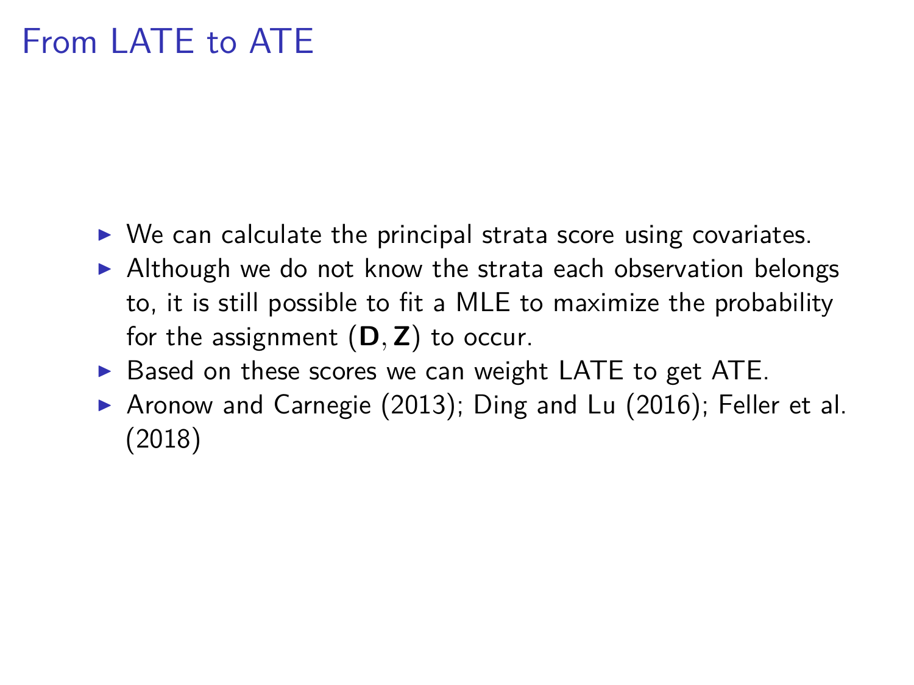# From LATE to ATE

- We can calculate the principal strata score using covariates.
- Although we do not know the strata each observation belongs to, it is still possible to fit a MLE to maximize the probability for the assignment $(\mathbf{D}, \mathbf{Z})$ to occur.
- Based on these scores we can weight LATE to get ATE.
- Aronow and Carnegie (2013); Ding and Lu (2016); Feller et al. (2018)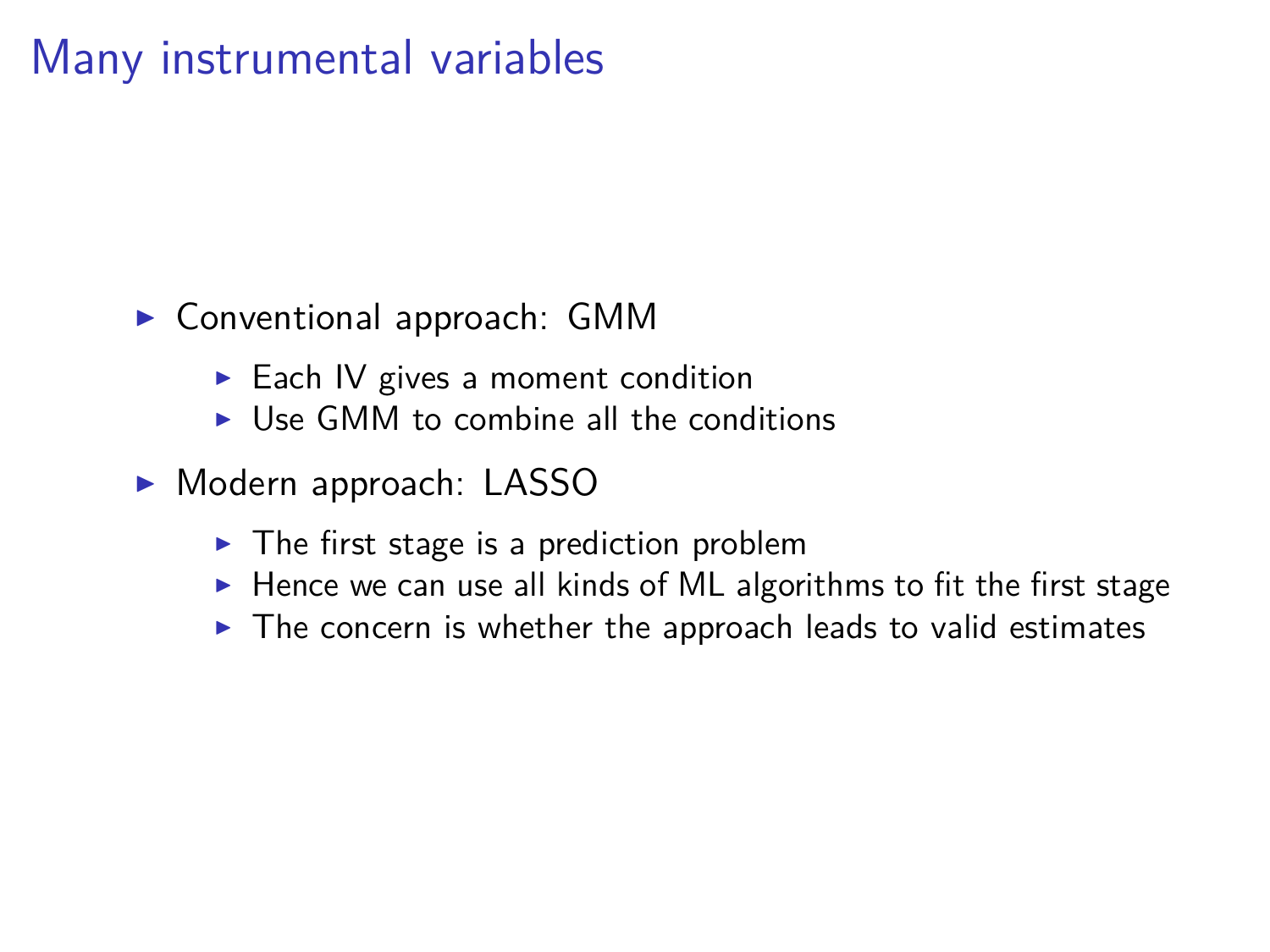# Many instrumental variables

- Conventional approach: GMM
  - Each IV gives a moment condition
  - Use GMM to combine all the conditions
- Modern approach: LASSO
  - The first stage is a prediction problem
  - Hence we can use all kinds of ML algorithms to fit the first stage
  - The concern is whether the approach leads to valid estimates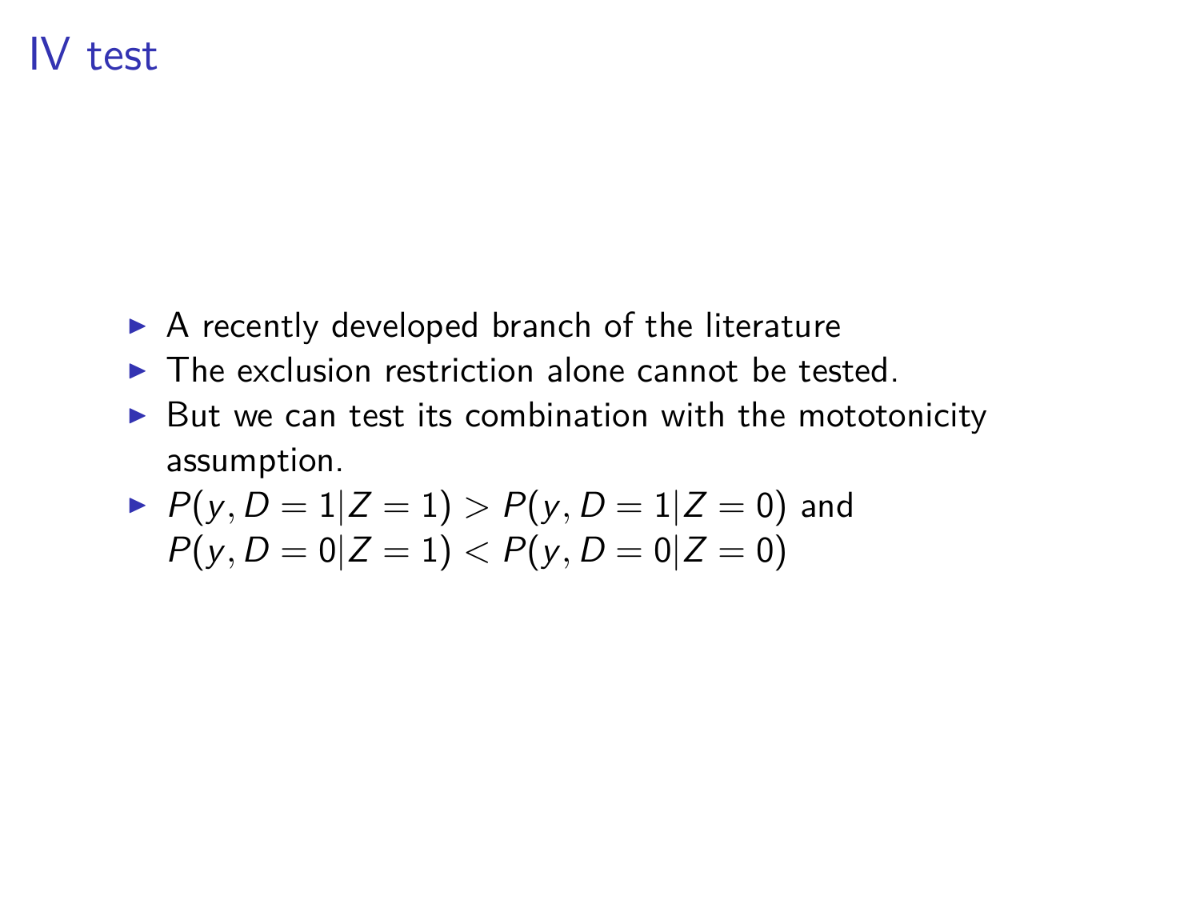# IV test

- A recently developed branch of the literature
- The exclusion restriction alone cannot be tested.
- But we can test its combination with the mototonicity assumption.
- $P(y, D = 1|Z = 1) > P(y, D = 1|Z = 0)$ and $P(y, D = 0|Z = 1) < P(y, D = 0|Z = 0)$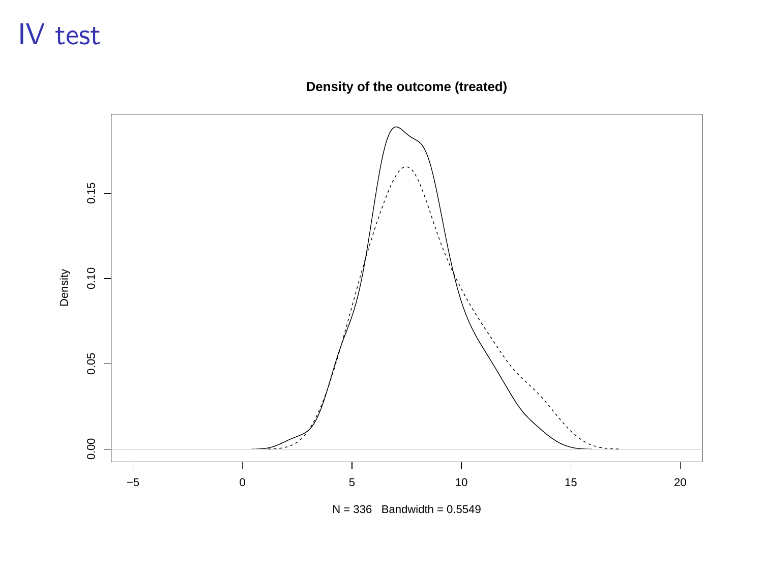# IV test

Density of the outcome (treated)

N = 336   Bandwidth = 0.5549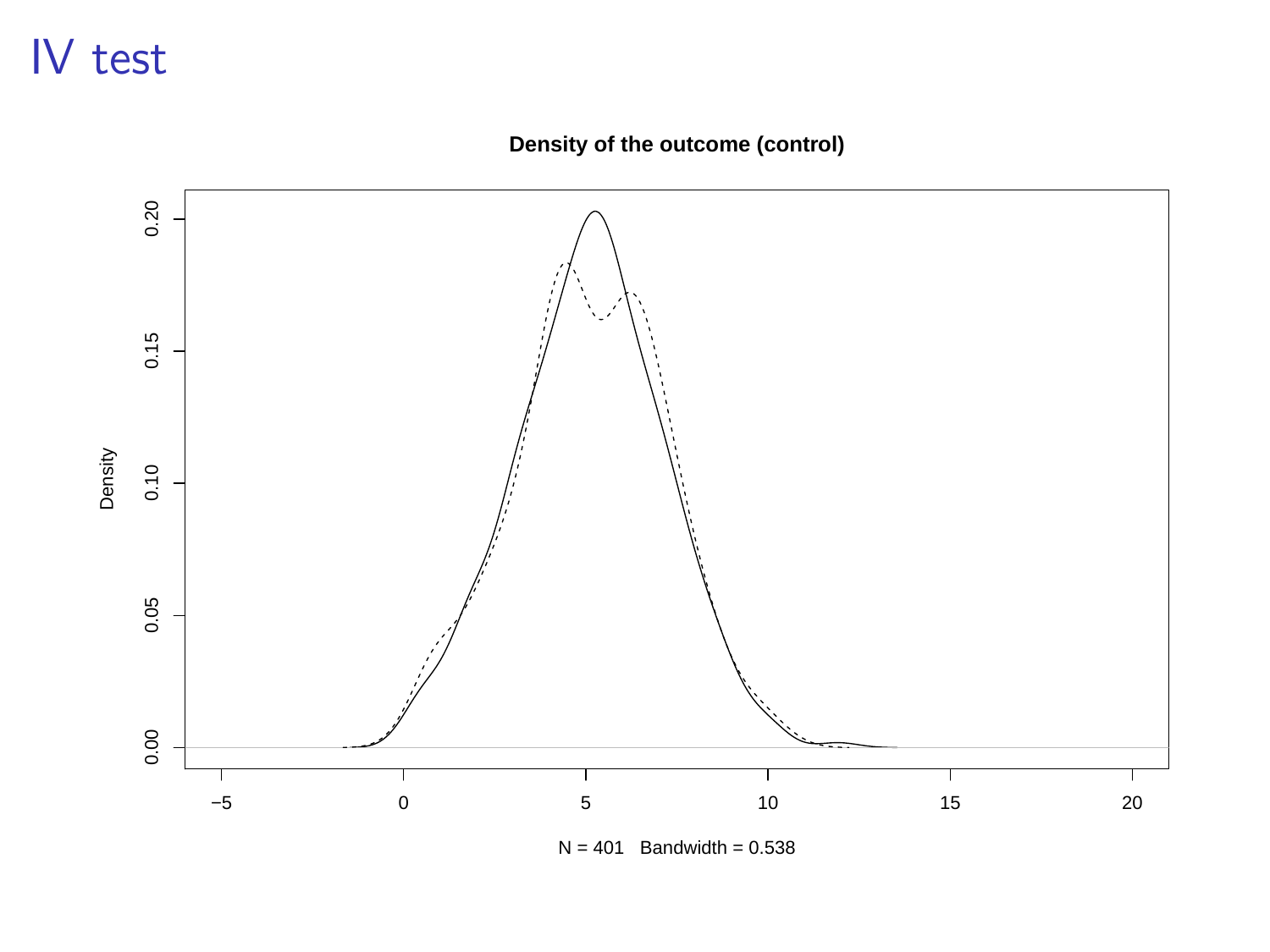# IV test

Density of the outcome (control)

Density

0.00
0.05
0.10
0.15
0.20

−5
0
5
10
15
20

N = 401   Bandwidth = 0.538